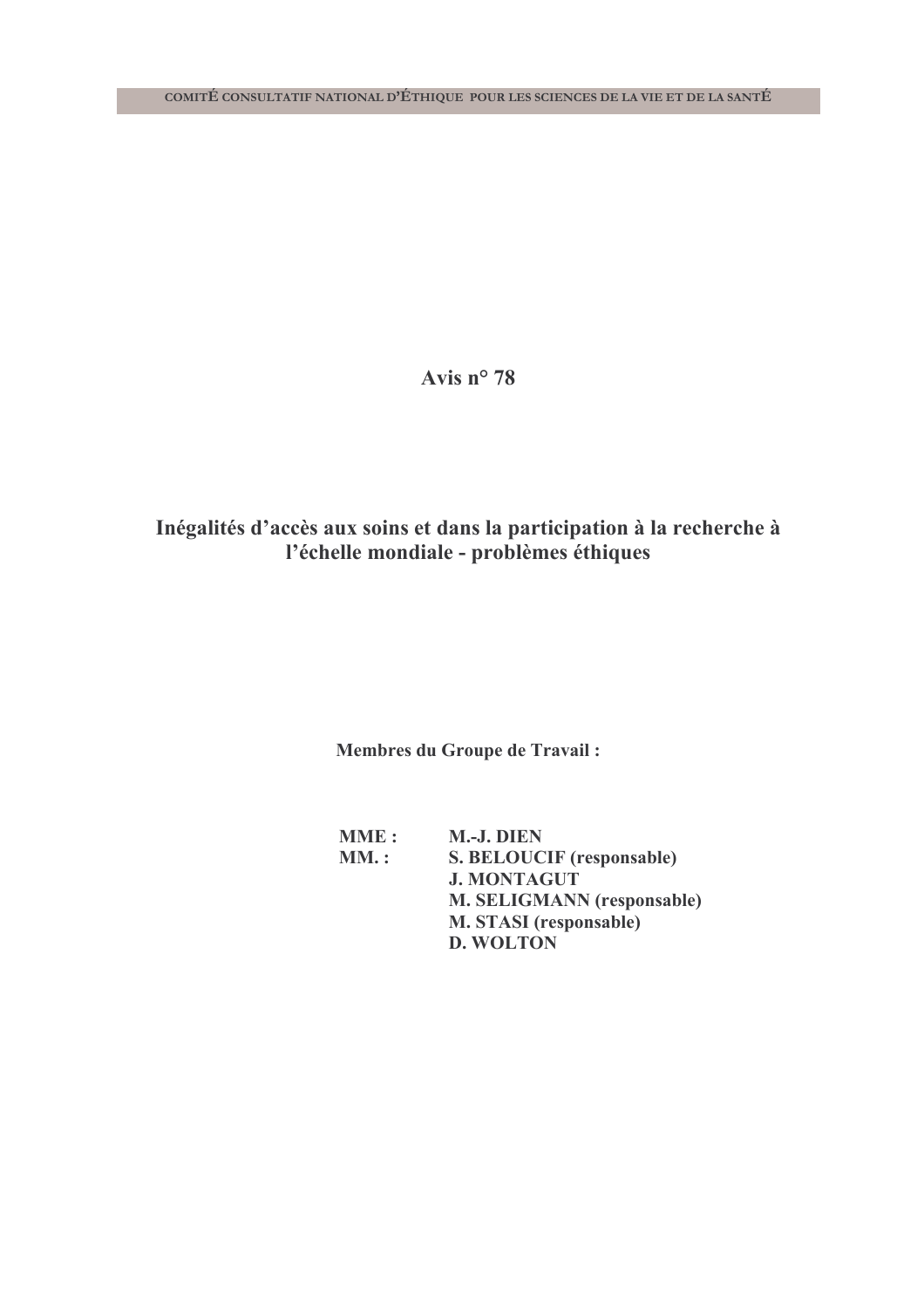COMITÉ CONSULTATIF NATIONAL D'ÉTHIQUE POUR LES SCIENCES DE LA VIE ET DE LA SANTÉ

# Avis n° 78

# Inégalités d'accès aux soins et dans la participation à la recherche à l'échelle mondiale - problèmes éthiques

**Membres du Groupe de Travail :**

| | |
|---|---|
| **MME :** | **M.-J. DIEN** |
| **MM. :** | **S. BELOUCIF (responsable)** |
| | **J. MONTAGUT** |
| | **M. SELIGMANN (responsable)** |
| | **M. STASI (responsable)** |
| | **D. WOLTON** |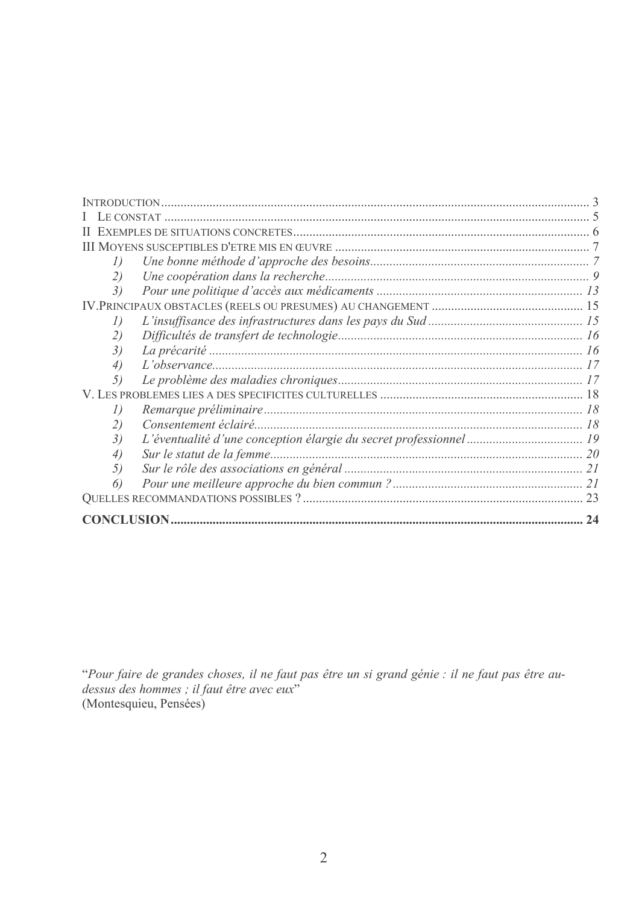INTRODUCTION .......... 3
I LE CONSTAT .......... 5
II EXEMPLES DE SITUATIONS CONCRETES .......... 6
III MOYENS SUSCEPTIBLES D'ETRE MIS EN ŒUVRE .......... 7
- *1) Une bonne méthode d'approche des besoins* .......... *7*
- *2) Une coopération dans la recherche* .......... *9*
- *3) Pour une politique d'accès aux médicaments* .......... *13*

IV. PRINCIPAUX OBSTACLES (REELS OU PRESUMES) AU CHANGEMENT .......... 15
- *1) L'insuffisance des infrastructures dans les pays du Sud* .......... *15*
- *2) Difficultés de transfert de technologie* .......... *16*
- *3) La précarité* .......... *16*
- *4) L'observance* .......... *17*
- *5) Le problème des maladies chroniques* .......... *17*

V. LES PROBLEMES LIES A DES SPECIFICITES CULTURELLES .......... 18
- *1) Remarque préliminaire* .......... *18*
- *2) Consentement éclairé* .......... *18*
- *3) L'éventualité d'une conception élargie du secret professionnel* .......... *19*
- *4) Sur le statut de la femme* .......... *20*
- *5) Sur le rôle des associations en général* .......... *21*
- *6) Pour une meilleure approche du bien commun ?* .......... *21*

QUELLES RECOMMANDATIONS POSSIBLES ? .......... 23

**CONCLUSION .......... 24**

"*Pour faire de grandes choses, il ne faut pas être un si grand génie : il ne faut pas être au-dessus des hommes ; il faut être avec eux*"
(Montesquieu, Pensées)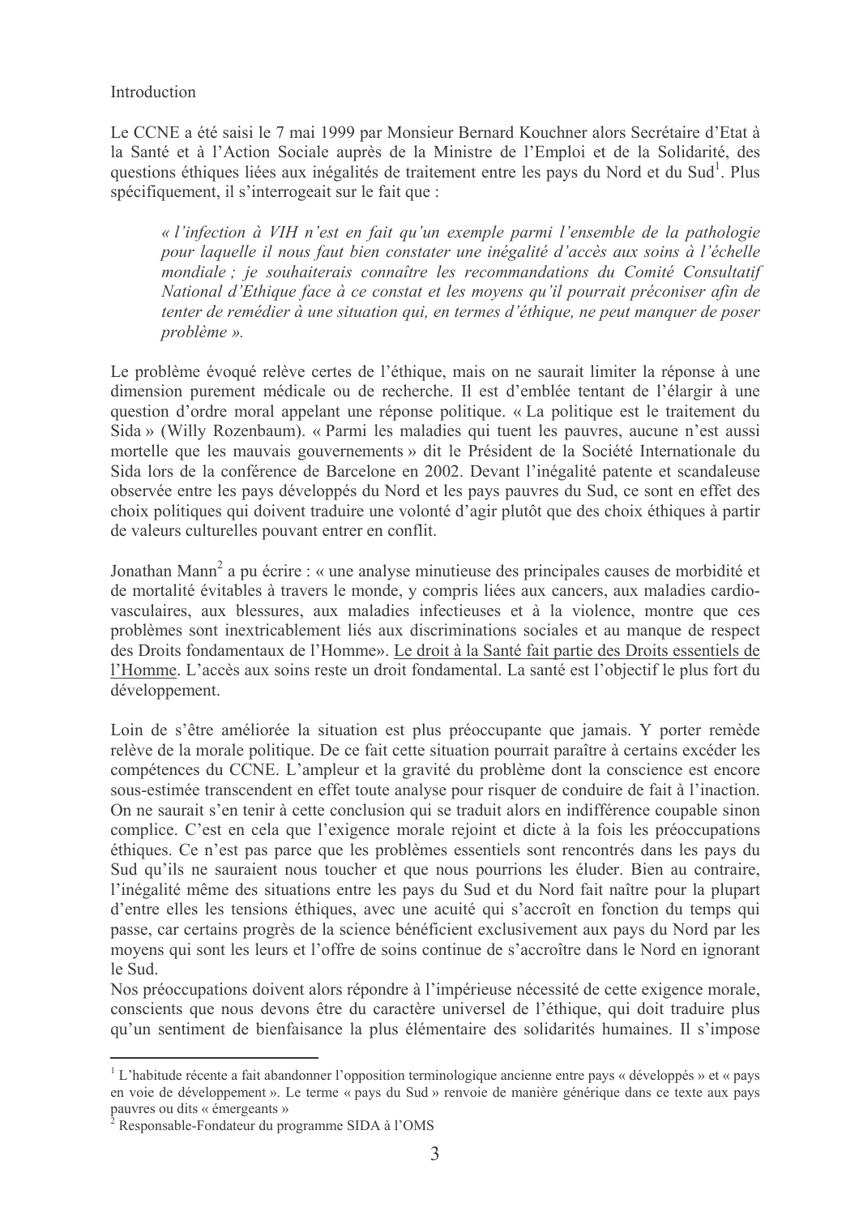Introduction

Le CCNE a été saisi le 7 mai 1999 par Monsieur Bernard Kouchner alors Secrétaire d'Etat à la Santé et à l'Action Sociale auprès de la Ministre de l'Emploi et de la Solidarité, des questions éthiques liées aux inégalités de traitement entre les pays du Nord et du Sud[1]. Plus spécifiquement, il s'interrogeait sur le fait que :

> *« l'infection à VIH n'est en fait qu'un exemple parmi l'ensemble de la pathologie pour laquelle il nous faut bien constater une inégalité d'accès aux soins à l'échelle mondiale ; je souhaiterais connaître les recommandations du Comité Consultatif National d'Ethique face à ce constat et les moyens qu'il pourrait préconiser afin de tenter de remédier à une situation qui, en termes d'éthique, ne peut manquer de poser problème ».*

Le problème évoqué relève certes de l'éthique, mais on ne saurait limiter la réponse à une dimension purement médicale ou de recherche. Il est d'emblée tentant de l'élargir à une question d'ordre moral appelant une réponse politique. « La politique est le traitement du Sida » (Willy Rozenbaum). « Parmi les maladies qui tuent les pauvres, aucune n'est aussi mortelle que les mauvais gouvernements » dit le Président de la Société Internationale du Sida lors de la conférence de Barcelone en 2002. Devant l'inégalité patente et scandaleuse observée entre les pays développés du Nord et les pays pauvres du Sud, ce sont en effet des choix politiques qui doivent traduire une volonté d'agir plutôt que des choix éthiques à partir de valeurs culturelles pouvant entrer en conflit.

Jonathan Mann[2] a pu écrire : « une analyse minutieuse des principales causes de morbidité et de mortalité évitables à travers le monde, y compris liées aux cancers, aux maladies cardio-vasculaires, aux blessures, aux maladies infectieuses et à la violence, montre que ces problèmes sont inextricablement liés aux discriminations sociales et au manque de respect des Droits fondamentaux de l'Homme». <u>Le droit à la Santé fait partie des Droits essentiels de l'Homme</u>. L'accès aux soins reste un droit fondamental. La santé est l'objectif le plus fort du développement.

Loin de s'être améliorée la situation est plus préoccupante que jamais. Y porter remède relève de la morale politique. De ce fait cette situation pourrait paraître à certains excéder les compétences du CCNE. L'ampleur et la gravité du problème dont la conscience est encore sous-estimée transcendent en effet toute analyse pour risquer de conduire de fait à l'inaction. On ne saurait s'en tenir à cette conclusion qui se traduit alors en indifférence coupable sinon complice. C'est en cela que l'exigence morale rejoint et dicte à la fois les préoccupations éthiques. Ce n'est pas parce que les problèmes essentiels sont rencontrés dans les pays du Sud qu'ils ne sauraient nous toucher et que nous pourrions les éluder. Bien au contraire, l'inégalité même des situations entre les pays du Sud et du Nord fait naître pour la plupart d'entre elles les tensions éthiques, avec une acuité qui s'accroît en fonction du temps qui passe, car certains progrès de la science bénéficient exclusivement aux pays du Nord par les moyens qui sont les leurs et l'offre de soins continue de s'accroître dans le Nord en ignorant le Sud.
Nos préoccupations doivent alors répondre à l'impérieuse nécessité de cette exigence morale, conscients que nous devons être du caractère universel de l'éthique, qui doit traduire plus qu'un sentiment de bienfaisance la plus élémentaire des solidarités humaines. Il s'impose

---

[1] L'habitude récente a fait abandonner l'opposition terminologique ancienne entre pays « développés » et « pays en voie de développement ». Le terme « pays du Sud » renvoie de manière générique dans ce texte aux pays pauvres ou dits « émergeants »

[2] Responsable-Fondateur du programme SIDA à l'OMS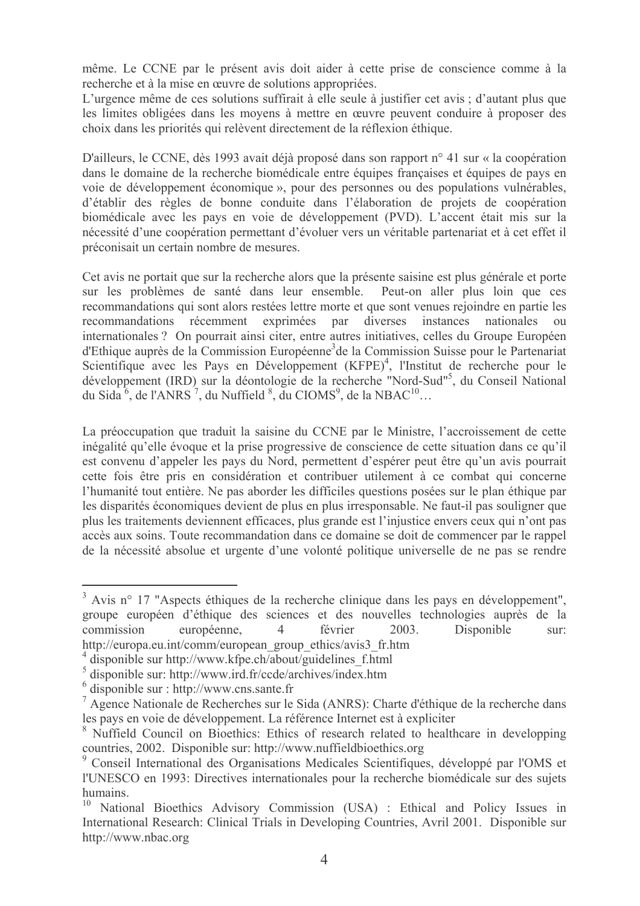même. Le CCNE par le présent avis doit aider à cette prise de conscience comme à la recherche et à la mise en œuvre de solutions appropriées.
L'urgence même de ces solutions suffirait à elle seule à justifier cet avis ; d'autant plus que les limites obligées dans les moyens à mettre en œuvre peuvent conduire à proposer des choix dans les priorités qui relèvent directement de la réflexion éthique.

D'ailleurs, le CCNE, dès 1993 avait déjà proposé dans son rapport n° 41 sur « la coopération dans le domaine de la recherche biomédicale entre équipes françaises et équipes de pays en voie de développement économique », pour des personnes ou des populations vulnérables, d'établir des règles de bonne conduite dans l'élaboration de projets de coopération biomédicale avec les pays en voie de développement (PVD). L'accent était mis sur la nécessité d'une coopération permettant d'évoluer vers un véritable partenariat et à cet effet il préconisait un certain nombre de mesures.

Cet avis ne portait que sur la recherche alors que la présente saisine est plus générale et porte sur les problèmes de santé dans leur ensemble. Peut-on aller plus loin que ces recommandations qui sont alors restées lettre morte et que sont venues rejoindre en partie les recommandations récemment exprimées par diverses instances nationales ou internationales ? On pourrait ainsi citer, entre autres initiatives, celles du Groupe Européen d'Ethique auprès de la Commission Européenne[3] de la Commission Suisse pour le Partenariat Scientifique avec les Pays en Développement (KFPE)[4], l'Institut de recherche pour le développement (IRD) sur la déontologie de la recherche "Nord-Sud"[5], du Conseil National du Sida [6], de l'ANRS [7], du Nuffield [8], du CIOMS[9], de la NBAC[10]…

La préoccupation que traduit la saisine du CCNE par le Ministre, l'accroissement de cette inégalité qu'elle évoque et la prise progressive de conscience de cette situation dans ce qu'il est convenu d'appeler les pays du Nord, permettent d'espérer peut être qu'un avis pourrait cette fois être pris en considération et contribuer utilement à ce combat qui concerne l'humanité tout entière. Ne pas aborder les difficiles questions posées sur le plan éthique par les disparités économiques devient de plus en plus irresponsable. Ne faut-il pas souligner que plus les traitements deviennent efficaces, plus grande est l'injustice envers ceux qui n'ont pas accès aux soins. Toute recommandation dans ce domaine se doit de commencer par le rappel de la nécessité absolue et urgente d'une volonté politique universelle de ne pas se rendre

---

[3] Avis n° 17 "Aspects éthiques de la recherche clinique dans les pays en développement", groupe européen d'éthique des sciences et des nouvelles technologies auprès de la commission européenne, 4 février 2003. Disponible sur: http://europa.eu.int/comm/european_group_ethics/avis3_fr.htm

[4] disponible sur http://www.kfpe.ch/about/guidelines_f.html

[5] disponible sur: http://www.ird.fr/ccde/archives/index.htm

[6] disponible sur : http://www.cns.sante.fr

[7] Agence Nationale de Recherches sur le Sida (ANRS): Charte d'éthique de la recherche dans les pays en voie de développement. La référence Internet est à expliciter

[8] Nuffield Council on Bioethics: Ethics of research related to healthcare in developping countries, 2002. Disponible sur: http://www.nuffieldbioethics.org

[9] Conseil International des Organisations Medicales Scientifiques, développé par l'OMS et l'UNESCO en 1993: Directives internationales pour la recherche biomédicale sur des sujets humains.

[10] National Bioethics Advisory Commission (USA) : Ethical and Policy Issues in International Research: Clinical Trials in Developing Countries, Avril 2001. Disponible sur http://www.nbac.org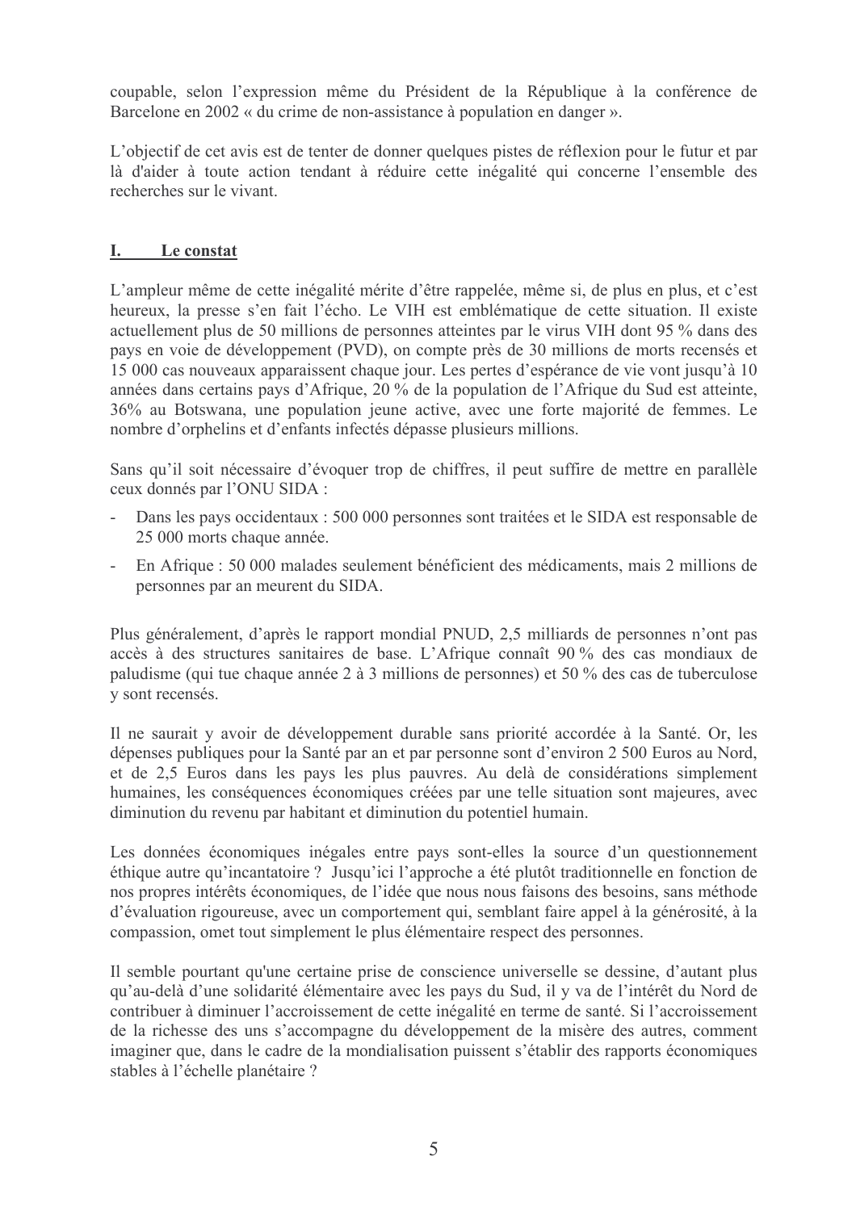coupable, selon l'expression même du Président de la République à la conférence de Barcelone en 2002 « du crime de non-assistance à population en danger ».

L'objectif de cet avis est de tenter de donner quelques pistes de réflexion pour le futur et par là d'aider à toute action tendant à réduire cette inégalité qui concerne l'ensemble des recherches sur le vivant.

## I. Le constat

L'ampleur même de cette inégalité mérite d'être rappelée, même si, de plus en plus, et c'est heureux, la presse s'en fait l'écho. Le VIH est emblématique de cette situation. Il existe actuellement plus de 50 millions de personnes atteintes par le virus VIH dont 95 % dans des pays en voie de développement (PVD), on compte près de 30 millions de morts recensés et 15 000 cas nouveaux apparaissent chaque jour. Les pertes d'espérance de vie vont jusqu'à 10 années dans certains pays d'Afrique, 20 % de la population de l'Afrique du Sud est atteinte, 36% au Botswana, une population jeune active, avec une forte majorité de femmes. Le nombre d'orphelins et d'enfants infectés dépasse plusieurs millions.

Sans qu'il soit nécessaire d'évoquer trop de chiffres, il peut suffire de mettre en parallèle ceux donnés par l'ONU SIDA :

- Dans les pays occidentaux : 500 000 personnes sont traitées et le SIDA est responsable de 25 000 morts chaque année.
- En Afrique : 50 000 malades seulement bénéficient des médicaments, mais 2 millions de personnes par an meurent du SIDA.

Plus généralement, d'après le rapport mondial PNUD, 2,5 milliards de personnes n'ont pas accès à des structures sanitaires de base. L'Afrique connaît 90 % des cas mondiaux de paludisme (qui tue chaque année 2 à 3 millions de personnes) et 50 % des cas de tuberculose y sont recensés.

Il ne saurait y avoir de développement durable sans priorité accordée à la Santé. Or, les dépenses publiques pour la Santé par an et par personne sont d'environ 2 500 Euros au Nord, et de 2,5 Euros dans les pays les plus pauvres. Au delà de considérations simplement humaines, les conséquences économiques créées par une telle situation sont majeures, avec diminution du revenu par habitant et diminution du potentiel humain.

Les données économiques inégales entre pays sont-elles la source d'un questionnement éthique autre qu'incantatoire ? Jusqu'ici l'approche a été plutôt traditionnelle en fonction de nos propres intérêts économiques, de l'idée que nous nous faisons des besoins, sans méthode d'évaluation rigoureuse, avec un comportement qui, semblant faire appel à la générosité, à la compassion, omet tout simplement le plus élémentaire respect des personnes.

Il semble pourtant qu'une certaine prise de conscience universelle se dessine, d'autant plus qu'au-delà d'une solidarité élémentaire avec les pays du Sud, il y va de l'intérêt du Nord de contribuer à diminuer l'accroissement de cette inégalité en terme de santé. Si l'accroissement de la richesse des uns s'accompagne du développement de la misère des autres, comment imaginer que, dans le cadre de la mondialisation puissent s'établir des rapports économiques stables à l'échelle planétaire ?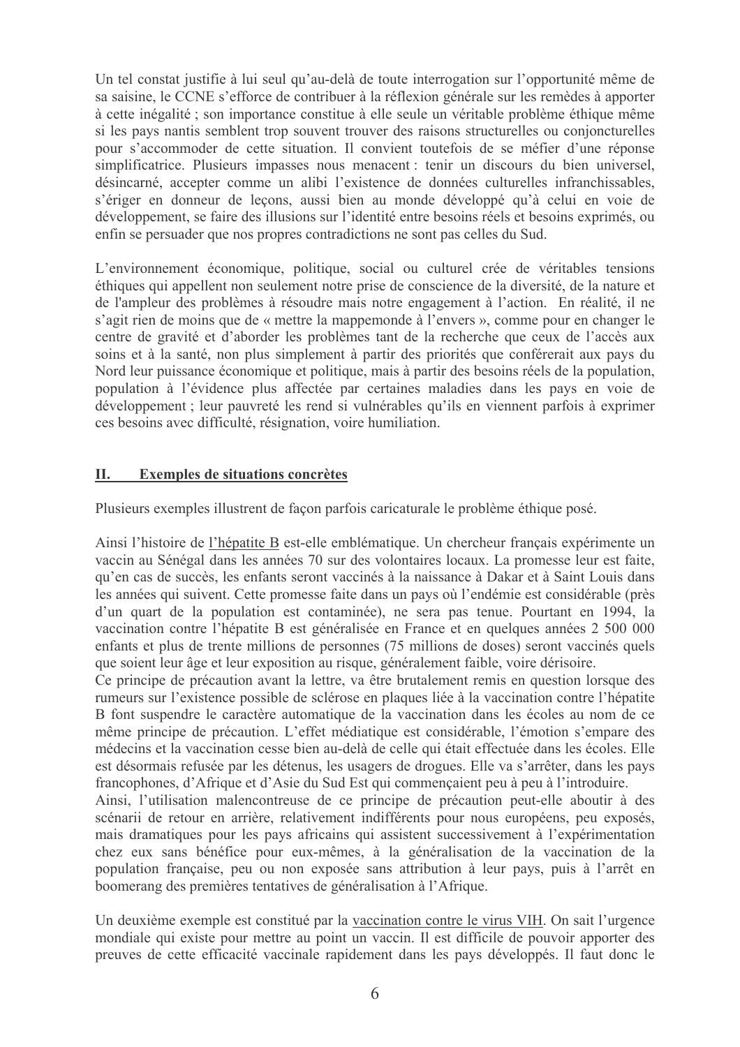Un tel constat justifie à lui seul qu'au-delà de toute interrogation sur l'opportunité même de sa saisine, le CCNE s'efforce de contribuer à la réflexion générale sur les remèdes à apporter à cette inégalité ; son importance constitue à elle seule un véritable problème éthique même si les pays nantis semblent trop souvent trouver des raisons structurelles ou conjoncturelles pour s'accommoder de cette situation. Il convient toutefois de se méfier d'une réponse simplificatrice. Plusieurs impasses nous menacent : tenir un discours du bien universel, désincarné, accepter comme un alibi l'existence de données culturelles infranchissables, s'ériger en donneur de leçons, aussi bien au monde développé qu'à celui en voie de développement, se faire des illusions sur l'identité entre besoins réels et besoins exprimés, ou enfin se persuader que nos propres contradictions ne sont pas celles du Sud.

L'environnement économique, politique, social ou culturel crée de véritables tensions éthiques qui appellent non seulement notre prise de conscience de la diversité, de la nature et de l'ampleur des problèmes à résoudre mais notre engagement à l'action. En réalité, il ne s'agit rien de moins que de « mettre la mappemonde à l'envers », comme pour en changer le centre de gravité et d'aborder les problèmes tant de la recherche que ceux de l'accès aux soins et à la santé, non plus simplement à partir des priorités que conférerait aux pays du Nord leur puissance économique et politique, mais à partir des besoins réels de la population, population à l'évidence plus affectée par certaines maladies dans les pays en voie de développement ; leur pauvreté les rend si vulnérables qu'ils en viennent parfois à exprimer ces besoins avec difficulté, résignation, voire humiliation.

## II. Exemples de situations concrètes

Plusieurs exemples illustrent de façon parfois caricaturale le problème éthique posé.

Ainsi l'histoire de l'hépatite B est-elle emblématique. Un chercheur français expérimente un vaccin au Sénégal dans les années 70 sur des volontaires locaux. La promesse leur est faite, qu'en cas de succès, les enfants seront vaccinés à la naissance à Dakar et à Saint Louis dans les années qui suivent. Cette promesse faite dans un pays où l'endémie est considérable (près d'un quart de la population est contaminée), ne sera pas tenue. Pourtant en 1994, la vaccination contre l'hépatite B est généralisée en France et en quelques années 2 500 000 enfants et plus de trente millions de personnes (75 millions de doses) seront vaccinés quels que soient leur âge et leur exposition au risque, généralement faible, voire dérisoire.
Ce principe de précaution avant la lettre, va être brutalement remis en question lorsque des rumeurs sur l'existence possible de sclérose en plaques liée à la vaccination contre l'hépatite B font suspendre le caractère automatique de la vaccination dans les écoles au nom de ce même principe de précaution. L'effet médiatique est considérable, l'émotion s'empare des médecins et la vaccination cesse bien au-delà de celle qui était effectuée dans les écoles. Elle est désormais refusée par les détenus, les usagers de drogues. Elle va s'arrêter, dans les pays francophones, d'Afrique et d'Asie du Sud Est qui commençaient peu à peu à l'introduire.
Ainsi, l'utilisation malencontreuse de ce principe de précaution peut-elle aboutir à des scénarii de retour en arrière, relativement indifférents pour nous européens, peu exposés, mais dramatiques pour les pays africains qui assistent successivement à l'expérimentation chez eux sans bénéfice pour eux-mêmes, à la généralisation de la vaccination de la population française, peu ou non exposée sans attribution à leur pays, puis à l'arrêt en boomerang des premières tentatives de généralisation à l'Afrique.

Un deuxième exemple est constitué par la vaccination contre le virus VIH. On sait l'urgence mondiale qui existe pour mettre au point un vaccin. Il est difficile de pouvoir apporter des preuves de cette efficacité vaccinale rapidement dans les pays développés. Il faut donc le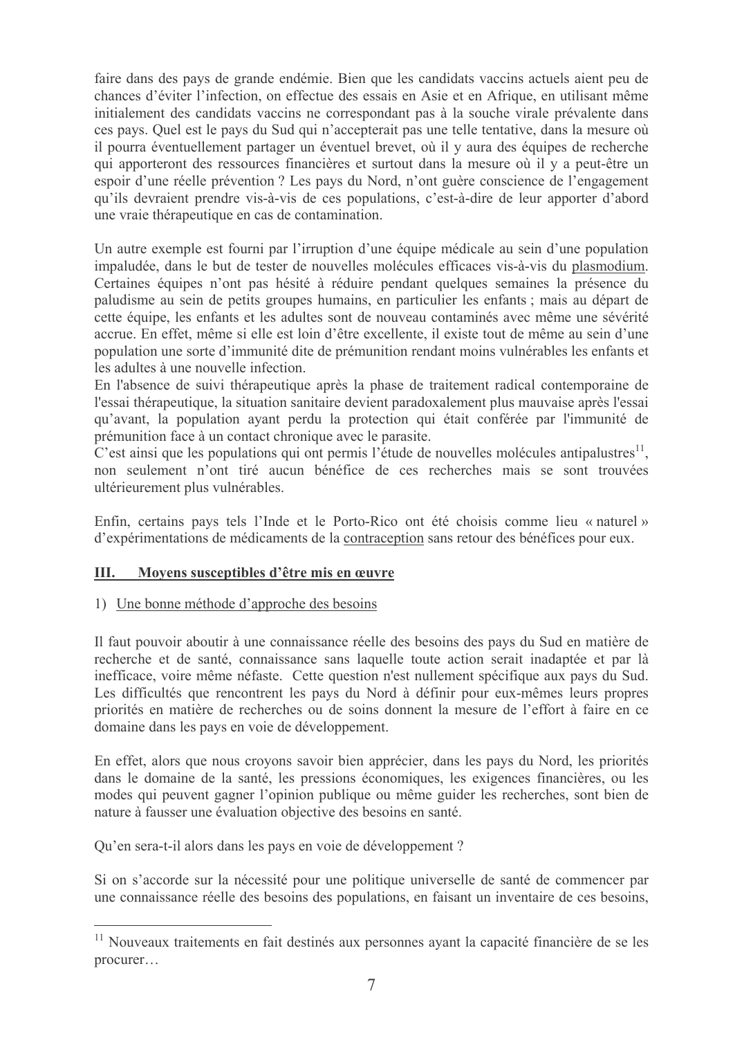faire dans des pays de grande endémie. Bien que les candidats vaccins actuels aient peu de chances d'éviter l'infection, on effectue des essais en Asie et en Afrique, en utilisant même initialement des candidats vaccins ne correspondant pas à la souche virale prévalente dans ces pays. Quel est le pays du Sud qui n'accepterait pas une telle tentative, dans la mesure où il pourra éventuellement partager un éventuel brevet, où il y aura des équipes de recherche qui apporteront des ressources financières et surtout dans la mesure où il y a peut-être un espoir d'une réelle prévention ? Les pays du Nord, n'ont guère conscience de l'engagement qu'ils devraient prendre vis-à-vis de ces populations, c'est-à-dire de leur apporter d'abord une vraie thérapeutique en cas de contamination.

Un autre exemple est fourni par l'irruption d'une équipe médicale au sein d'une population impaludée, dans le but de tester de nouvelles molécules efficaces vis-à-vis du plasmodium. Certaines équipes n'ont pas hésité à réduire pendant quelques semaines la présence du paludisme au sein de petits groupes humains, en particulier les enfants ; mais au départ de cette équipe, les enfants et les adultes sont de nouveau contaminés avec même une sévérité accrue. En effet, même si elle est loin d'être excellente, il existe tout de même au sein d'une population une sorte d'immunité dite de prémunition rendant moins vulnérables les enfants et les adultes à une nouvelle infection.
En l'absence de suivi thérapeutique après la phase de traitement radical contemporaine de l'essai thérapeutique, la situation sanitaire devient paradoxalement plus mauvaise après l'essai qu'avant, la population ayant perdu la protection qui était conférée par l'immunité de prémunition face à un contact chronique avec le parasite.
C'est ainsi que les populations qui ont permis l'étude de nouvelles molécules antipalustres[11], non seulement n'ont tiré aucun bénéfice de ces recherches mais se sont trouvées ultérieurement plus vulnérables.

Enfin, certains pays tels l'Inde et le Porto-Rico ont été choisis comme lieu « naturel » d'expérimentations de médicaments de la contraception sans retour des bénéfices pour eux.

## III. Moyens susceptibles d'être mis en œuvre

### 1) Une bonne méthode d'approche des besoins

Il faut pouvoir aboutir à une connaissance réelle des besoins des pays du Sud en matière de recherche et de santé, connaissance sans laquelle toute action serait inadaptée et par là inefficace, voire même néfaste. Cette question n'est nullement spécifique aux pays du Sud. Les difficultés que rencontrent les pays du Nord à définir pour eux-mêmes leurs propres priorités en matière de recherches ou de soins donnent la mesure de l'effort à faire en ce domaine dans les pays en voie de développement.

En effet, alors que nous croyons savoir bien apprécier, dans les pays du Nord, les priorités dans le domaine de la santé, les pressions économiques, les exigences financières, ou les modes qui peuvent gagner l'opinion publique ou même guider les recherches, sont bien de nature à fausser une évaluation objective des besoins en santé.

Qu'en sera-t-il alors dans les pays en voie de développement ?

Si on s'accorde sur la nécessité pour une politique universelle de santé de commencer par une connaissance réelle des besoins des populations, en faisant un inventaire de ces besoins,

---

[11] Nouveaux traitements en fait destinés aux personnes ayant la capacité financière de se les procurer…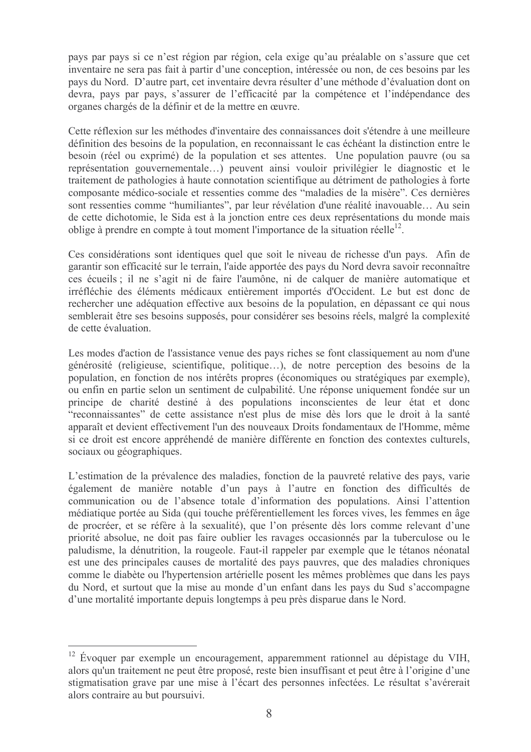pays par pays si ce n'est région par région, cela exige qu'au préalable on s'assure que cet inventaire ne sera pas fait à partir d'une conception, intéressée ou non, de ces besoins par les pays du Nord. D'autre part, cet inventaire devra résulter d'une méthode d'évaluation dont on devra, pays par pays, s'assurer de l'efficacité par la compétence et l'indépendance des organes chargés de la définir et de la mettre en œuvre.

Cette réflexion sur les méthodes d'inventaire des connaissances doit s'étendre à une meilleure définition des besoins de la population, en reconnaissant le cas échéant la distinction entre le besoin (réel ou exprimé) de la population et ses attentes. Une population pauvre (ou sa représentation gouvernementale…) peuvent ainsi vouloir privilégier le diagnostic et le traitement de pathologies à haute connotation scientifique au détriment de pathologies à forte composante médico-sociale et ressenties comme des "maladies de la misère". Ces dernières sont ressenties comme "humiliantes", par leur révélation d'une réalité inavouable… Au sein de cette dichotomie, le Sida est à la jonction entre ces deux représentations du monde mais oblige à prendre en compte à tout moment l'importance de la situation réelle[12].

Ces considérations sont identiques quel que soit le niveau de richesse d'un pays. Afin de garantir son efficacité sur le terrain, l'aide apportée des pays du Nord devra savoir reconnaître ces écueils ; il ne s'agit ni de faire l'aumône, ni de calquer de manière automatique et irréfléchie des éléments médicaux entièrement importés d'Occident. Le but est donc de rechercher une adéquation effective aux besoins de la population, en dépassant ce qui nous semblerait être ses besoins supposés, pour considérer ses besoins réels, malgré la complexité de cette évaluation.

Les modes d'action de l'assistance venue des pays riches se font classiquement au nom d'une générosité (religieuse, scientifique, politique…), de notre perception des besoins de la population, en fonction de nos intérêts propres (économiques ou stratégiques par exemple), ou enfin en partie selon un sentiment de culpabilité. Une réponse uniquement fondée sur un principe de charité destiné à des populations inconscientes de leur état et donc "reconnaissantes" de cette assistance n'est plus de mise dès lors que le droit à la santé apparaît et devient effectivement l'un des nouveaux Droits fondamentaux de l'Homme, même si ce droit est encore appréhendé de manière différente en fonction des contextes culturels, sociaux ou géographiques.

L'estimation de la prévalence des maladies, fonction de la pauvreté relative des pays, varie également de manière notable d'un pays à l'autre en fonction des difficultés de communication ou de l'absence totale d'information des populations. Ainsi l'attention médiatique portée au Sida (qui touche préférentiellement les forces vives, les femmes en âge de procréer, et se réfère à la sexualité), que l'on présente dès lors comme relevant d'une priorité absolue, ne doit pas faire oublier les ravages occasionnés par la tuberculose ou le paludisme, la dénutrition, la rougeole. Faut-il rappeler par exemple que le tétanos néonatal est une des principales causes de mortalité des pays pauvres, que des maladies chroniques comme le diabète ou l'hypertension artérielle posent les mêmes problèmes que dans les pays du Nord, et surtout que la mise au monde d'un enfant dans les pays du Sud s'accompagne d'une mortalité importante depuis longtemps à peu près disparue dans le Nord.

---

[12] Évoquer par exemple un encouragement, apparemment rationnel au dépistage du VIH, alors qu'un traitement ne peut être proposé, reste bien insuffisant et peut être à l'origine d'une stigmatisation grave par une mise à l'écart des personnes infectées. Le résultat s'avérerait alors contraire au but poursuivi.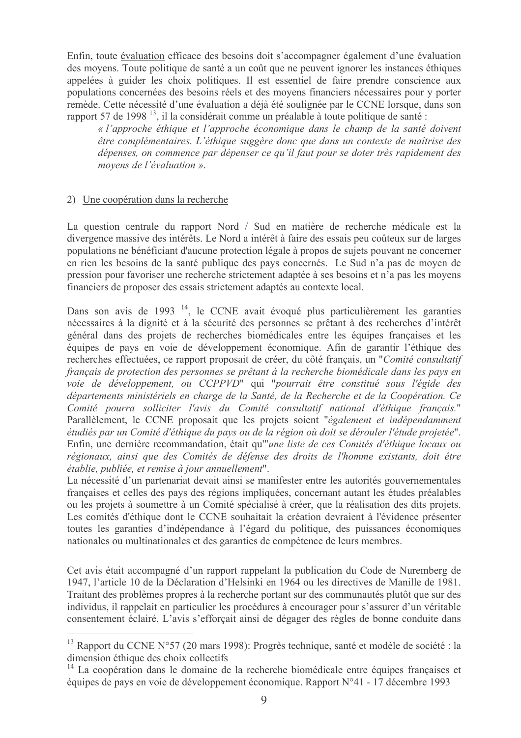Enfin, toute évaluation efficace des besoins doit s'accompagner également d'une évaluation des moyens. Toute politique de santé a un coût que ne peuvent ignorer les instances éthiques appelées à guider les choix politiques. Il est essentiel de faire prendre conscience aux populations concernées des besoins réels et des moyens financiers nécessaires pour y porter remède. Cette nécessité d'une évaluation a déjà été soulignée par le CCNE lorsque, dans son rapport 57 de 1998 [13], il la considérait comme un préalable à toute politique de santé :

> *« l'approche éthique et l'approche économique dans le champ de la santé doivent être complémentaires. L'éthique suggère donc que dans un contexte de maîtrise des dépenses, on commence par dépenser ce qu'il faut pour se doter très rapidement des moyens de l'évaluation ».*

## 2) Une coopération dans la recherche

La question centrale du rapport Nord / Sud en matière de recherche médicale est la divergence massive des intérêts. Le Nord a intérêt à faire des essais peu coûteux sur de larges populations ne bénéficiant d'aucune protection légale à propos de sujets pouvant ne concerner en rien les besoins de la santé publique des pays concernés. Le Sud n'a pas de moyen de pression pour favoriser une recherche strictement adaptée à ses besoins et n'a pas les moyens financiers de proposer des essais strictement adaptés au contexte local.

Dans son avis de 1993 [14], le CCNE avait évoqué plus particulièrement les garanties nécessaires à la dignité et à la sécurité des personnes se prêtant à des recherches d'intérêt général dans des projets de recherches biomédicales entre les équipes françaises et les équipes de pays en voie de développement économique. Afin de garantir l'éthique des recherches effectuées, ce rapport proposait de créer, du côté français, un "*Comité consultatif français de protection des personnes se prêtant à la recherche biomédicale dans les pays en voie de développement, ou CCPPVD*" qui "*pourrait être constitué sous l'égide des départements ministériels en charge de la Santé, de la Recherche et de la Coopération. Ce Comité pourra solliciter l'avis du Comité consultatif national d'éthique français.*" Parallèlement, le CCNE proposait que les projets soient "*également et indépendamment étudiés par un Comité d'éthique du pays ou de la région où doit se dérouler l'étude projetée*". Enfin, une dernière recommandation, était qu'"*une liste de ces Comités d'éthique locaux ou régionaux, ainsi que des Comités de défense des droits de l'homme existants, doit être établie, publiée, et remise à jour annuellement*".
La nécessité d'un partenariat devait ainsi se manifester entre les autorités gouvernementales françaises et celles des pays des régions impliquées, concernant autant les études préalables ou les projets à soumettre à un Comité spécialisé à créer, que la réalisation des dits projets. Les comités d'éthique dont le CCNE souhaitait la création devraient à l'évidence présenter toutes les garanties d'indépendance à l'égard du politique, des puissances économiques nationales ou multinationales et des garanties de compétence de leurs membres.

Cet avis était accompagné d'un rapport rappelant la publication du Code de Nuremberg de 1947, l'article 10 de la Déclaration d'Helsinki en 1964 ou les directives de Manille de 1981. Traitant des problèmes propres à la recherche portant sur des communautés plutôt que sur des individus, il rappelait en particulier les procédures à encourager pour s'assurer d'un véritable consentement éclairé. L'avis s'efforçait ainsi de dégager des règles de bonne conduite dans

---

[13] Rapport du CCNE N°57 (20 mars 1998): Progrès technique, santé et modèle de société : la dimension éthique des choix collectifs

[14] La coopération dans le domaine de la recherche biomédicale entre équipes françaises et équipes de pays en voie de développement économique. Rapport N°41 - 17 décembre 1993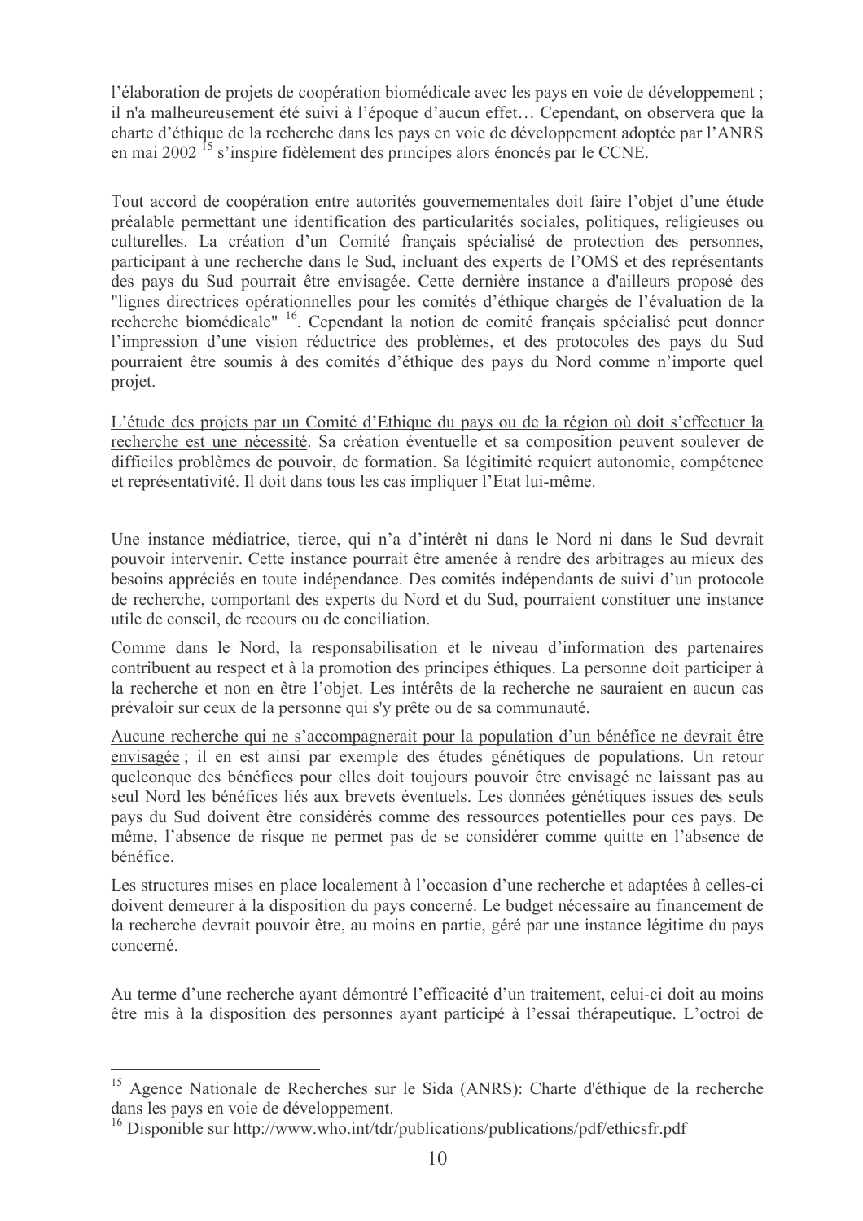l'élaboration de projets de coopération biomédicale avec les pays en voie de développement ; il n'a malheureusement été suivi à l'époque d'aucun effet… Cependant, on observera que la charte d'éthique de la recherche dans les pays en voie de développement adoptée par l'ANRS en mai 2002 [15] s'inspire fidèlement des principes alors énoncés par le CCNE.

Tout accord de coopération entre autorités gouvernementales doit faire l'objet d'une étude préalable permettant une identification des particularités sociales, politiques, religieuses ou culturelles. La création d'un Comité français spécialisé de protection des personnes, participant à une recherche dans le Sud, incluant des experts de l'OMS et des représentants des pays du Sud pourrait être envisagée. Cette dernière instance a d'ailleurs proposé des "lignes directrices opérationnelles pour les comités d'éthique chargés de l'évaluation de la recherche biomédicale" [16]. Cependant la notion de comité français spécialisé peut donner l'impression d'une vision réductrice des problèmes, et des protocoles des pays du Sud pourraient être soumis à des comités d'éthique des pays du Nord comme n'importe quel projet.

<u>L'étude des projets par un Comité d'Ethique du pays ou de la région où doit s'effectuer la recherche est une nécessité</u>. Sa création éventuelle et sa composition peuvent soulever de difficiles problèmes de pouvoir, de formation. Sa légitimité requiert autonomie, compétence et représentativité. Il doit dans tous les cas impliquer l'Etat lui-même.

Une instance médiatrice, tierce, qui n'a d'intérêt ni dans le Nord ni dans le Sud devrait pouvoir intervenir. Cette instance pourrait être amenée à rendre des arbitrages au mieux des besoins appréciés en toute indépendance. Des comités indépendants de suivi d'un protocole de recherche, comportant des experts du Nord et du Sud, pourraient constituer une instance utile de conseil, de recours ou de conciliation.

Comme dans le Nord, la responsabilisation et le niveau d'information des partenaires contribuent au respect et à la promotion des principes éthiques. La personne doit participer à la recherche et non en être l'objet. Les intérêts de la recherche ne sauraient en aucun cas prévaloir sur ceux de la personne qui s'y prête ou de sa communauté.

<u>Aucune recherche qui ne s'accompagnerait pour la population d'un bénéfice ne devrait être envisagée</u> ; il en est ainsi par exemple des études génétiques de populations. Un retour quelconque des bénéfices pour elles doit toujours pouvoir être envisagé ne laissant pas au seul Nord les bénéfices liés aux brevets éventuels. Les données génétiques issues des seuls pays du Sud doivent être considérés comme des ressources potentielles pour ces pays. De même, l'absence de risque ne permet pas de se considérer comme quitte en l'absence de bénéfice.

Les structures mises en place localement à l'occasion d'une recherche et adaptées à celles-ci doivent demeurer à la disposition du pays concerné. Le budget nécessaire au financement de la recherche devrait pouvoir être, au moins en partie, géré par une instance légitime du pays concerné.

Au terme d'une recherche ayant démontré l'efficacité d'un traitement, celui-ci doit au moins être mis à la disposition des personnes ayant participé à l'essai thérapeutique. L'octroi de

---

[15] Agence Nationale de Recherches sur le Sida (ANRS): Charte d'éthique de la recherche dans les pays en voie de développement.

[16] Disponible sur http://www.who.int/tdr/publications/publications/pdf/ethicsfr.pdf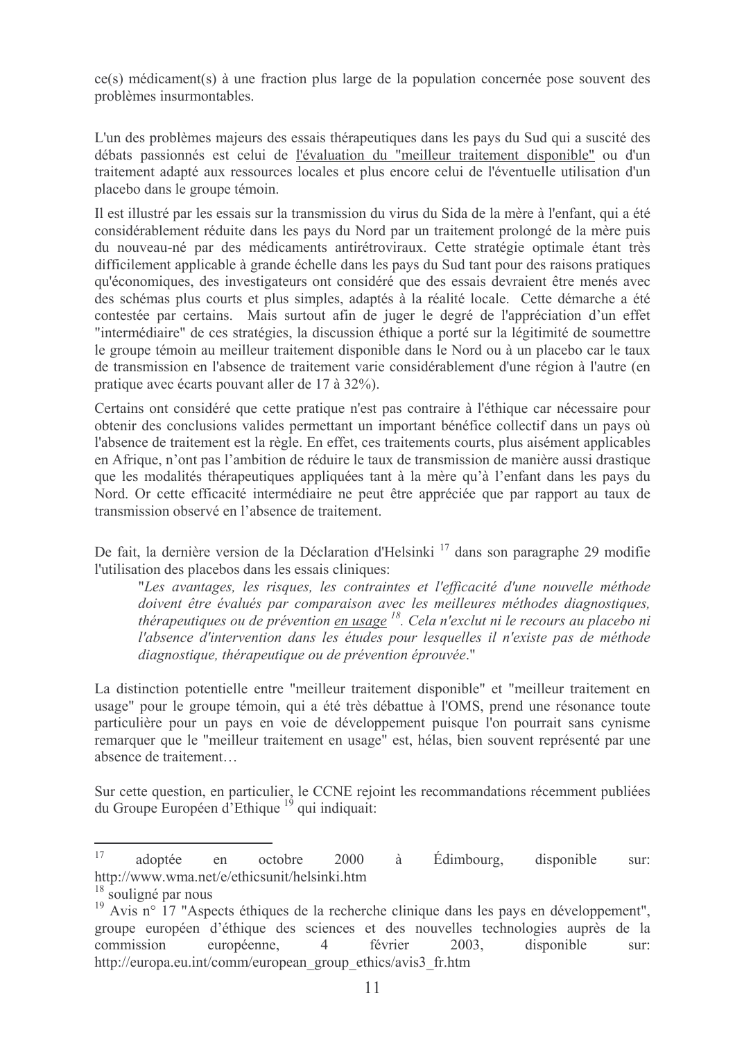ce(s) médicament(s) à une fraction plus large de la population concernée pose souvent des problèmes insurmontables.

L'un des problèmes majeurs des essais thérapeutiques dans les pays du Sud qui a suscité des débats passionnés est celui de l'évaluation du "meilleur traitement disponible" ou d'un traitement adapté aux ressources locales et plus encore celui de l'éventuelle utilisation d'un placebo dans le groupe témoin.

Il est illustré par les essais sur la transmission du virus du Sida de la mère à l'enfant, qui a été considérablement réduite dans les pays du Nord par un traitement prolongé de la mère puis du nouveau-né par des médicaments antirétroviraux. Cette stratégie optimale étant très difficilement applicable à grande échelle dans les pays du Sud tant pour des raisons pratiques qu'économiques, des investigateurs ont considéré que des essais devraient être menés avec des schémas plus courts et plus simples, adaptés à la réalité locale. Cette démarche a été contestée par certains. Mais surtout afin de juger le degré de l'appréciation d'un effet "intermédiaire" de ces stratégies, la discussion éthique a porté sur la légitimité de soumettre le groupe témoin au meilleur traitement disponible dans le Nord ou à un placebo car le taux de transmission en l'absence de traitement varie considérablement d'une région à l'autre (en pratique avec écarts pouvant aller de 17 à 32%).

Certains ont considéré que cette pratique n'est pas contraire à l'éthique car nécessaire pour obtenir des conclusions valides permettant un important bénéfice collectif dans un pays où l'absence de traitement est la règle. En effet, ces traitements courts, plus aisément applicables en Afrique, n'ont pas l'ambition de réduire le taux de transmission de manière aussi drastique que les modalités thérapeutiques appliquées tant à la mère qu'à l'enfant dans les pays du Nord. Or cette efficacité intermédiaire ne peut être appréciée que par rapport au taux de transmission observé en l'absence de traitement.

De fait, la dernière version de la Déclaration d'Helsinki [17] dans son paragraphe 29 modifie l'utilisation des placebos dans les essais cliniques:

> "*Les avantages, les risques, les contraintes et l'efficacité d'une nouvelle méthode doivent être évalués par comparaison avec les meilleures méthodes diagnostiques, thérapeutiques ou de prévention en usage [18]. Cela n'exclut ni le recours au placebo ni l'absence d'intervention dans les études pour lesquelles il n'existe pas de méthode diagnostique, thérapeutique ou de prévention éprouvée.*"

La distinction potentielle entre "meilleur traitement disponible" et "meilleur traitement en usage" pour le groupe témoin, qui a été très débattue à l'OMS, prend une résonance toute particulière pour un pays en voie de développement puisque l'on pourrait sans cynisme remarquer que le "meilleur traitement en usage" est, hélas, bien souvent représenté par une absence de traitement…

Sur cette question, en particulier, le CCNE rejoint les recommandations récemment publiées du Groupe Européen d'Ethique [19] qui indiquait:

---

[17] adoptée en octobre 2000 à Édimbourg, disponible sur: http://www.wma.net/e/ethicsunit/helsinki.htm

[18] souligné par nous

[19] Avis n° 17 "Aspects éthiques de la recherche clinique dans les pays en développement", groupe européen d'éthique des sciences et des nouvelles technologies auprès de la commission européenne, 4 février 2003, disponible sur: http://europa.eu.int/comm/european_group_ethics/avis3_fr.htm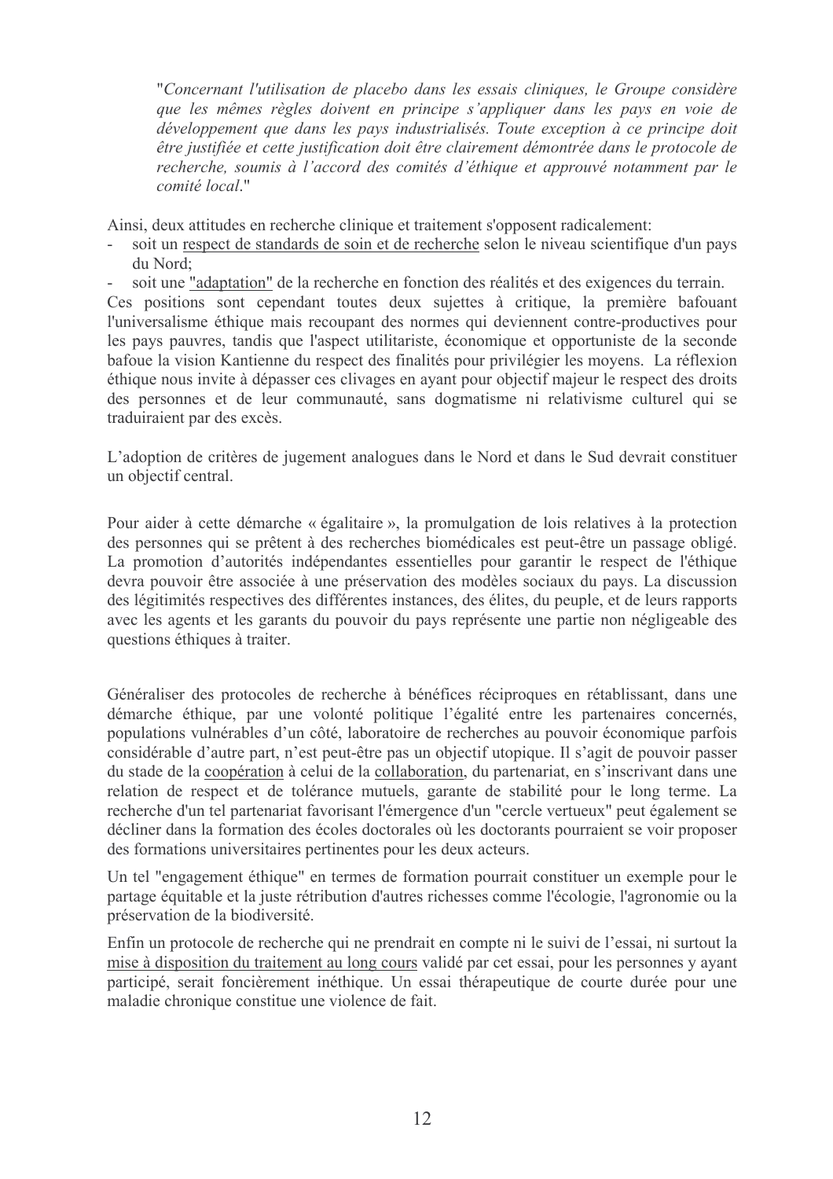"*Concernant l'utilisation de placebo dans les essais cliniques, le Groupe considère que les mêmes règles doivent en principe s'appliquer dans les pays en voie de développement que dans les pays industrialisés. Toute exception à ce principe doit être justifiée et cette justification doit être clairement démontrée dans le protocole de recherche, soumis à l'accord des comités d'éthique et approuvé notamment par le comité local*."

Ainsi, deux attitudes en recherche clinique et traitement s'opposent radicalement:

- soit un respect de standards de soin et de recherche selon le niveau scientifique d'un pays du Nord;
- soit une "adaptation" de la recherche en fonction des réalités et des exigences du terrain.

Ces positions sont cependant toutes deux sujettes à critique, la première bafouant l'universalisme éthique mais recoupant des normes qui deviennent contre-productives pour les pays pauvres, tandis que l'aspect utilitariste, économique et opportuniste de la seconde bafoue la vision Kantienne du respect des finalités pour privilégier les moyens. La réflexion éthique nous invite à dépasser ces clivages en ayant pour objectif majeur le respect des droits des personnes et de leur communauté, sans dogmatisme ni relativisme culturel qui se traduiraient par des excès.

L'adoption de critères de jugement analogues dans le Nord et dans le Sud devrait constituer un objectif central.

Pour aider à cette démarche « égalitaire », la promulgation de lois relatives à la protection des personnes qui se prêtent à des recherches biomédicales est peut-être un passage obligé. La promotion d'autorités indépendantes essentielles pour garantir le respect de l'éthique devra pouvoir être associée à une préservation des modèles sociaux du pays. La discussion des légitimités respectives des différentes instances, des élites, du peuple, et de leurs rapports avec les agents et les garants du pouvoir du pays représente une partie non négligeable des questions éthiques à traiter.

Généraliser des protocoles de recherche à bénéfices réciproques en rétablissant, dans une démarche éthique, par une volonté politique l'égalité entre les partenaires concernés, populations vulnérables d'un côté, laboratoire de recherches au pouvoir économique parfois considérable d'autre part, n'est peut-être pas un objectif utopique. Il s'agit de pouvoir passer du stade de la coopération à celui de la collaboration, du partenariat, en s'inscrivant dans une relation de respect et de tolérance mutuels, garante de stabilité pour le long terme. La recherche d'un tel partenariat favorisant l'émergence d'un "cercle vertueux" peut également se décliner dans la formation des écoles doctorales où les doctorants pourraient se voir proposer des formations universitaires pertinentes pour les deux acteurs.

Un tel "engagement éthique" en termes de formation pourrait constituer un exemple pour le partage équitable et la juste rétribution d'autres richesses comme l'écologie, l'agronomie ou la préservation de la biodiversité.

Enfin un protocole de recherche qui ne prendrait en compte ni le suivi de l'essai, ni surtout la mise à disposition du traitement au long cours validé par cet essai, pour les personnes y ayant participé, serait foncièrement inéthique. Un essai thérapeutique de courte durée pour une maladie chronique constitue une violence de fait.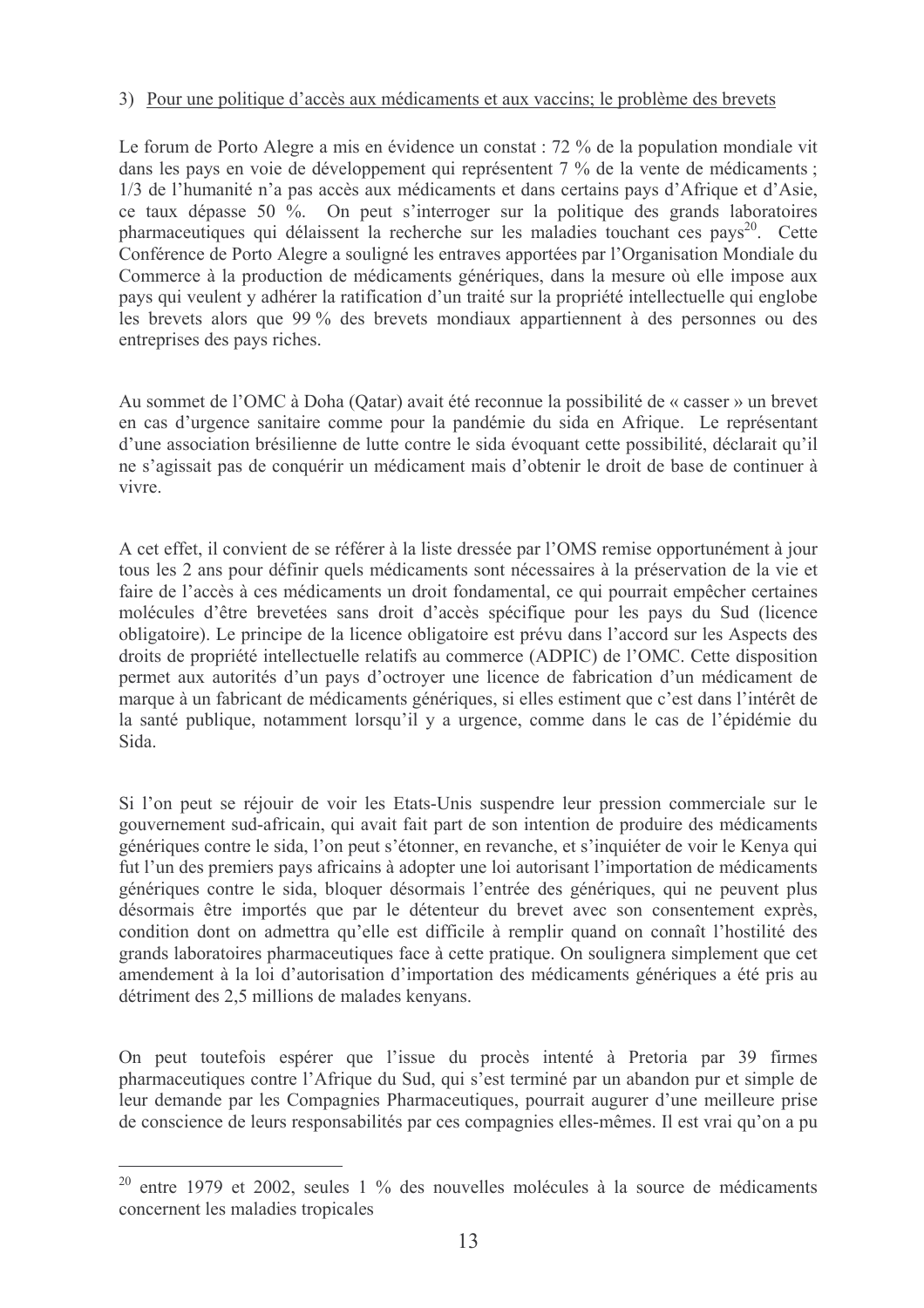3) <u>Pour une politique d'accès aux médicaments et aux vaccins; le problème des brevets</u>

Le forum de Porto Alegre a mis en évidence un constat : 72 % de la population mondiale vit dans les pays en voie de développement qui représentent 7 % de la vente de médicaments ; 1/3 de l'humanité n'a pas accès aux médicaments et dans certains pays d'Afrique et d'Asie, ce taux dépasse 50 %. On peut s'interroger sur la politique des grands laboratoires pharmaceutiques qui délaissent la recherche sur les maladies touchant ces pays[20]. Cette Conférence de Porto Alegre a souligné les entraves apportées par l'Organisation Mondiale du Commerce à la production de médicaments génériques, dans la mesure où elle impose aux pays qui veulent y adhérer la ratification d'un traité sur la propriété intellectuelle qui englobe les brevets alors que 99 % des brevets mondiaux appartiennent à des personnes ou des entreprises des pays riches.

Au sommet de l'OMC à Doha (Qatar) avait été reconnue la possibilité de « casser » un brevet en cas d'urgence sanitaire comme pour la pandémie du sida en Afrique. Le représentant d'une association brésilienne de lutte contre le sida évoquant cette possibilité, déclarait qu'il ne s'agissait pas de conquérir un médicament mais d'obtenir le droit de base de continuer à vivre.

A cet effet, il convient de se référer à la liste dressée par l'OMS remise opportunément à jour tous les 2 ans pour définir quels médicaments sont nécessaires à la préservation de la vie et faire de l'accès à ces médicaments un droit fondamental, ce qui pourrait empêcher certaines molécules d'être brevetées sans droit d'accès spécifique pour les pays du Sud (licence obligatoire). Le principe de la licence obligatoire est prévu dans l'accord sur les Aspects des droits de propriété intellectuelle relatifs au commerce (ADPIC) de l'OMC. Cette disposition permet aux autorités d'un pays d'octroyer une licence de fabrication d'un médicament de marque à un fabricant de médicaments génériques, si elles estiment que c'est dans l'intérêt de la santé publique, notamment lorsqu'il y a urgence, comme dans le cas de l'épidémie du Sida.

Si l'on peut se réjouir de voir les Etats-Unis suspendre leur pression commerciale sur le gouvernement sud-africain, qui avait fait part de son intention de produire des médicaments génériques contre le sida, l'on peut s'étonner, en revanche, et s'inquiéter de voir le Kenya qui fut l'un des premiers pays africains à adopter une loi autorisant l'importation de médicaments génériques contre le sida, bloquer désormais l'entrée des génériques, qui ne peuvent plus désormais être importés que par le détenteur du brevet avec son consentement exprès, condition dont on admettra qu'elle est difficile à remplir quand on connaît l'hostilité des grands laboratoires pharmaceutiques face à cette pratique. On soulignera simplement que cet amendement à la loi d'autorisation d'importation des médicaments génériques a été pris au détriment des 2,5 millions de malades kenyans.

On peut toutefois espérer que l'issue du procès intenté à Pretoria par 39 firmes pharmaceutiques contre l'Afrique du Sud, qui s'est terminé par un abandon pur et simple de leur demande par les Compagnies Pharmaceutiques, pourrait augurer d'une meilleure prise de conscience de leurs responsabilités par ces compagnies elles-mêmes. Il est vrai qu'on a pu

---

[20] entre 1979 et 2002, seules 1 % des nouvelles molécules à la source de médicaments concernent les maladies tropicales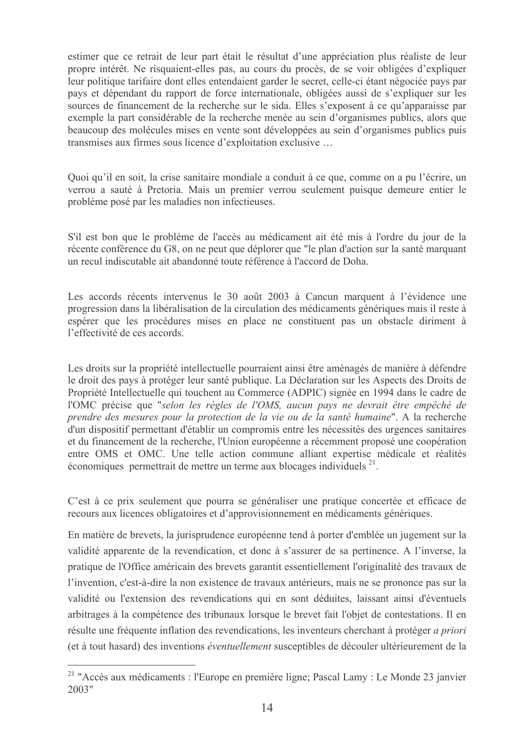estimer que ce retrait de leur part était le résultat d'une appréciation plus réaliste de leur propre intérêt. Ne risquaient-elles pas, au cours du procès, de se voir obligées d'expliquer leur politique tarifaire dont elles entendaient garder le secret, celle-ci étant négociée pays par pays et dépendant du rapport de force internationale, obligées aussi de s'expliquer sur les sources de financement de la recherche sur le sida. Elles s'exposent à ce qu'apparaisse par exemple la part considérable de la recherche menée au sein d'organismes publics, alors que beaucoup des molécules mises en vente sont développées au sein d'organismes publics puis transmises aux firmes sous licence d'exploitation exclusive …

Quoi qu'il en soit, la crise sanitaire mondiale a conduit à ce que, comme on a pu l'écrire, un verrou a sauté à Pretoria. Mais un premier verrou seulement puisque demeure entier le problème posé par les maladies non infectieuses.

S'il est bon que le problème de l'accès au médicament ait été mis à l'ordre du jour de la récente conférence du G8, on ne peut que déplorer que "le plan d'action sur la santé marquant un recul indiscutable ait abandonné toute référence à l'accord de Doha.

Les accords récents intervenus le 30 août 2003 à Cancun marquent à l'évidence une progression dans la libéralisation de la circulation des médicaments génériques mais il reste à espérer que les procédures mises en place ne constituent pas un obstacle diriment à l'effectivité de ces accords.

Les droits sur la propriété intellectuelle pourraient ainsi être aménagés de manière à défendre le droit des pays à protéger leur santé publique. La Déclaration sur les Aspects des Droits de Propriété Intellectuelle qui touchent au Commerce (ADPIC) signée en 1994 dans le cadre de l'OMC précise que "*selon les règles de l'OMS, aucun pays ne devrait être empêché de prendre des mesures pour la protection de la vie ou de la santé humaine*". A la recherche d'un dispositif permettant d'établir un compromis entre les nécessités des urgences sanitaires et du financement de la recherche, l'Union européenne a récemment proposé une coopération entre OMS et OMC. Une telle action commune alliant expertise médicale et réalités économiques permettrait de mettre un terme aux blocages individuels [21].

C'est à ce prix seulement que pourra se généraliser une pratique concertée et efficace de recours aux licences obligatoires et d'approvisionnement en médicaments génériques.

En matière de brevets, la jurisprudence européenne tend à porter d'emblée un jugement sur la validité apparente de la revendication, et donc à s'assurer de sa pertinence. A l'inverse, la pratique de l'Office américain des brevets garantit essentiellement l'originalité des travaux de l'invention, c'est-à-dire la non existence de travaux antérieurs, mais ne se prononce pas sur la validité ou l'extension des revendications qui en sont déduites, laissant ainsi d'éventuels arbitrages à la compétence des tribunaux lorsque le brevet fait l'objet de contestations. Il en résulte une fréquente inflation des revendications, les inventeurs cherchant à protéger *a priori* (et à tout hasard) des inventions *éventuellement* susceptibles de découler ultérieurement de la

---

[21] "Accès aux médicaments : l'Europe en première ligne; Pascal Lamy : Le Monde 23 janvier 2003"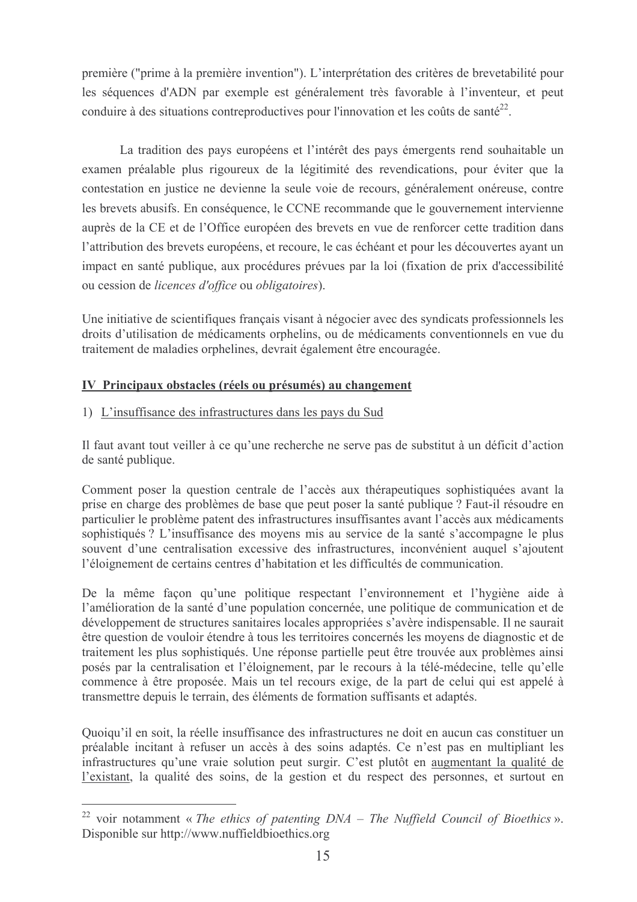première ("prime à la première invention"). L'interprétation des critères de brevetabilité pour les séquences d'ADN par exemple est généralement très favorable à l'inventeur, et peut conduire à des situations contreproductives pour l'innovation et les coûts de santé[22].

La tradition des pays européens et l'intérêt des pays émergents rend souhaitable un examen préalable plus rigoureux de la légitimité des revendications, pour éviter que la contestation en justice ne devienne la seule voie de recours, généralement onéreuse, contre les brevets abusifs. En conséquence, le CCNE recommande que le gouvernement intervienne auprès de la CE et de l'Office européen des brevets en vue de renforcer cette tradition dans l'attribution des brevets européens, et recoure, le cas échéant et pour les découvertes ayant un impact en santé publique, aux procédures prévues par la loi (fixation de prix d'accessibilité ou cession de *licences d'office* ou *obligatoires*).

Une initiative de scientifiques français visant à négocier avec des syndicats professionnels les droits d'utilisation de médicaments orphelins, ou de médicaments conventionnels en vue du traitement de maladies orphelines, devrait également être encouragée.

## IV Principaux obstacles (réels ou présumés) au changement

### 1) L'insuffisance des infrastructures dans les pays du Sud

Il faut avant tout veiller à ce qu'une recherche ne serve pas de substitut à un déficit d'action de santé publique.

Comment poser la question centrale de l'accès aux thérapeutiques sophistiquées avant la prise en charge des problèmes de base que peut poser la santé publique ? Faut-il résoudre en particulier le problème patent des infrastructures insuffisantes avant l'accès aux médicaments sophistiqués ? L'insuffisance des moyens mis au service de la santé s'accompagne le plus souvent d'une centralisation excessive des infrastructures, inconvénient auquel s'ajoutent l'éloignement de certains centres d'habitation et les difficultés de communication.

De la même façon qu'une politique respectant l'environnement et l'hygiène aide à l'amélioration de la santé d'une population concernée, une politique de communication et de développement de structures sanitaires locales appropriées s'avère indispensable. Il ne saurait être question de vouloir étendre à tous les territoires concernés les moyens de diagnostic et de traitement les plus sophistiqués. Une réponse partielle peut être trouvée aux problèmes ainsi posés par la centralisation et l'éloignement, par le recours à la télé-médecine, telle qu'elle commence à être proposée. Mais un tel recours exige, de la part de celui qui est appelé à transmettre depuis le terrain, des éléments de formation suffisants et adaptés.

Quoiqu'il en soit, la réelle insuffisance des infrastructures ne doit en aucun cas constituer un préalable incitant à refuser un accès à des soins adaptés. Ce n'est pas en multipliant les infrastructures qu'une vraie solution peut surgir. C'est plutôt en augmentant la qualité de l'existant, la qualité des soins, de la gestion et du respect des personnes, et surtout en

---

[22] voir notamment « *The ethics of patenting DNA – The Nuffield Council of Bioethics* ». Disponible sur http://www.nuffieldbioethics.org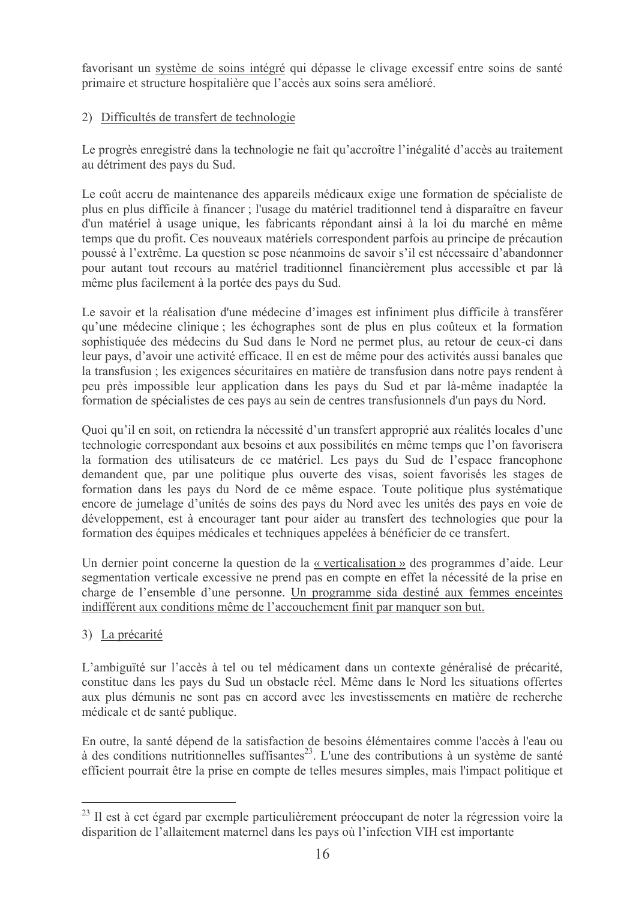favorisant un <u>système de soins intégré</u> qui dépasse le clivage excessif entre soins de santé primaire et structure hospitalière que l'accès aux soins sera amélioré.

2) <u>Difficultés de transfert de technologie</u>

Le progrès enregistré dans la technologie ne fait qu'accroître l'inégalité d'accès au traitement au détriment des pays du Sud.

Le coût accru de maintenance des appareils médicaux exige une formation de spécialiste de plus en plus difficile à financer ; l'usage du matériel traditionnel tend à disparaître en faveur d'un matériel à usage unique, les fabricants répondant ainsi à la loi du marché en même temps que du profit. Ces nouveaux matériels correspondent parfois au principe de précaution poussé à l'extrême. La question se pose néanmoins de savoir s'il est nécessaire d'abandonner pour autant tout recours au matériel traditionnel financièrement plus accessible et par là même plus facilement à la portée des pays du Sud.

Le savoir et la réalisation d'une médecine d'images est infiniment plus difficile à transférer qu'une médecine clinique ; les échographes sont de plus en plus coûteux et la formation sophistiquée des médecins du Sud dans le Nord ne permet plus, au retour de ceux-ci dans leur pays, d'avoir une activité efficace. Il en est de même pour des activités aussi banales que la transfusion ; les exigences sécuritaires en matière de transfusion dans notre pays rendent à peu près impossible leur application dans les pays du Sud et par là-même inadaptée la formation de spécialistes de ces pays au sein de centres transfusionnels d'un pays du Nord.

Quoi qu'il en soit, on retiendra la nécessité d'un transfert approprié aux réalités locales d'une technologie correspondant aux besoins et aux possibilités en même temps que l'on favorisera la formation des utilisateurs de ce matériel. Les pays du Sud de l'espace francophone demandent que, par une politique plus ouverte des visas, soient favorisés les stages de formation dans les pays du Nord de ce même espace. Toute politique plus systématique encore de jumelage d'unités de soins des pays du Nord avec les unités des pays en voie de développement, est à encourager tant pour aider au transfert des technologies que pour la formation des équipes médicales et techniques appelées à bénéficier de ce transfert.

Un dernier point concerne la question de la <u>« verticalisation »</u> des programmes d'aide. Leur segmentation verticale excessive ne prend pas en compte en effet la nécessité de la prise en charge de l'ensemble d'une personne. <u>Un programme sida destiné aux femmes enceintes indifférent aux conditions même de l'accouchement finit par manquer son but.</u>

3) <u>La précarité</u>

L'ambiguïté sur l'accès à tel ou tel médicament dans un contexte généralisé de précarité, constitue dans les pays du Sud un obstacle réel. Même dans le Nord les situations offertes aux plus démunis ne sont pas en accord avec les investissements en matière de recherche médicale et de santé publique.

En outre, la santé dépend de la satisfaction de besoins élémentaires comme l'accès à l'eau ou à des conditions nutritionnelles suffisantes[23]. L'une des contributions à un système de santé efficient pourrait être la prise en compte de telles mesures simples, mais l'impact politique et

[23] Il est à cet égard par exemple particulièrement préoccupant de noter la régression voire la disparition de l'allaitement maternel dans les pays où l'infection VIH est importante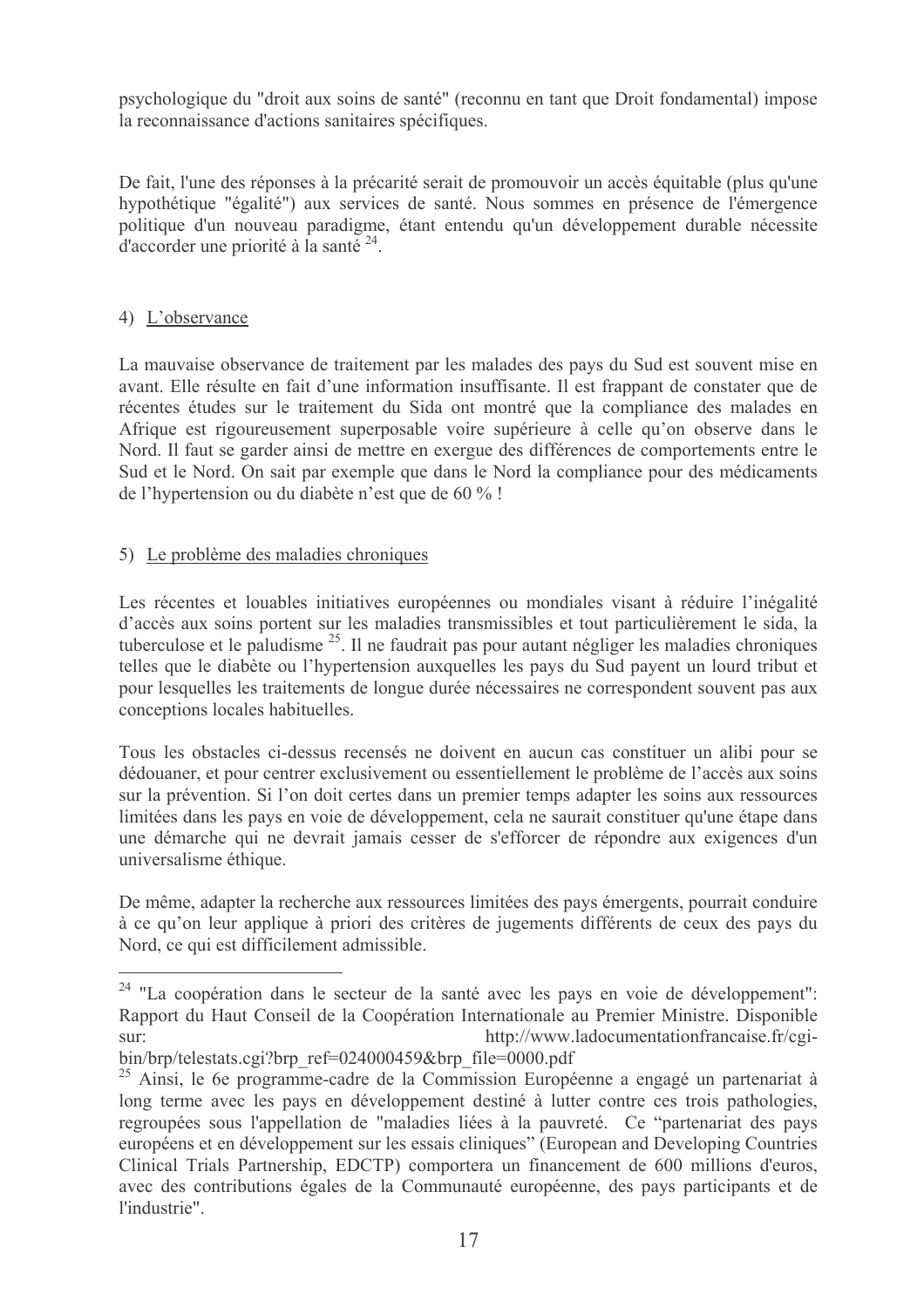psychologique du "droit aux soins de santé" (reconnu en tant que Droit fondamental) impose la reconnaissance d'actions sanitaires spécifiques.

De fait, l'une des réponses à la précarité serait de promouvoir un accès équitable (plus qu'une hypothétique "égalité") aux services de santé. Nous sommes en présence de l'émergence politique d'un nouveau paradigme, étant entendu qu'un développement durable nécessite d'accorder une priorité à la santé [24].

### 4) L'observance

La mauvaise observance de traitement par les malades des pays du Sud est souvent mise en avant. Elle résulte en fait d'une information insuffisante. Il est frappant de constater que de récentes études sur le traitement du Sida ont montré que la compliance des malades en Afrique est rigoureusement superposable voire supérieure à celle qu'on observe dans le Nord. Il faut se garder ainsi de mettre en exergue des différences de comportements entre le Sud et le Nord. On sait par exemple que dans le Nord la compliance pour des médicaments de l'hypertension ou du diabète n'est que de 60 % !

### 5) Le problème des maladies chroniques

Les récentes et louables initiatives européennes ou mondiales visant à réduire l'inégalité d'accès aux soins portent sur les maladies transmissibles et tout particulièrement le sida, la tuberculose et le paludisme [25]. Il ne faudrait pas pour autant négliger les maladies chroniques telles que le diabète ou l'hypertension auxquelles les pays du Sud payent un lourd tribut et pour lesquelles les traitements de longue durée nécessaires ne correspondent souvent pas aux conceptions locales habituelles.

Tous les obstacles ci-dessus recensés ne doivent en aucun cas constituer un alibi pour se dédouaner, et pour centrer exclusivement ou essentiellement le problème de l'accès aux soins sur la prévention. Si l'on doit certes dans un premier temps adapter les soins aux ressources limitées dans les pays en voie de développement, cela ne saurait constituer qu'une étape dans une démarche qui ne devrait jamais cesser de s'efforcer de répondre aux exigences d'un universalisme éthique.

De même, adapter la recherche aux ressources limitées des pays émergents, pourrait conduire à ce qu'on leur applique à priori des critères de jugements différents de ceux des pays du Nord, ce qui est difficilement admissible.

---

[24] "La coopération dans le secteur de la santé avec les pays en voie de développement": Rapport du Haut Conseil de la Coopération Internationale au Premier Ministre. Disponible sur: http://www.ladocumentationfrancaise.fr/cgi-bin/brp/telestats.cgi?brp_ref=024000459&brp_file=0000.pdf

[25] Ainsi, le 6e programme-cadre de la Commission Européenne a engagé un partenariat à long terme avec les pays en développement destiné à lutter contre ces trois pathologies, regroupées sous l'appellation de "maladies liées à la pauvreté. Ce "partenariat des pays européens et en développement sur les essais cliniques" (European and Developing Countries Clinical Trials Partnership, EDCTP) comportera un financement de 600 millions d'euros, avec des contributions égales de la Communauté européenne, des pays participants et de l'industrie".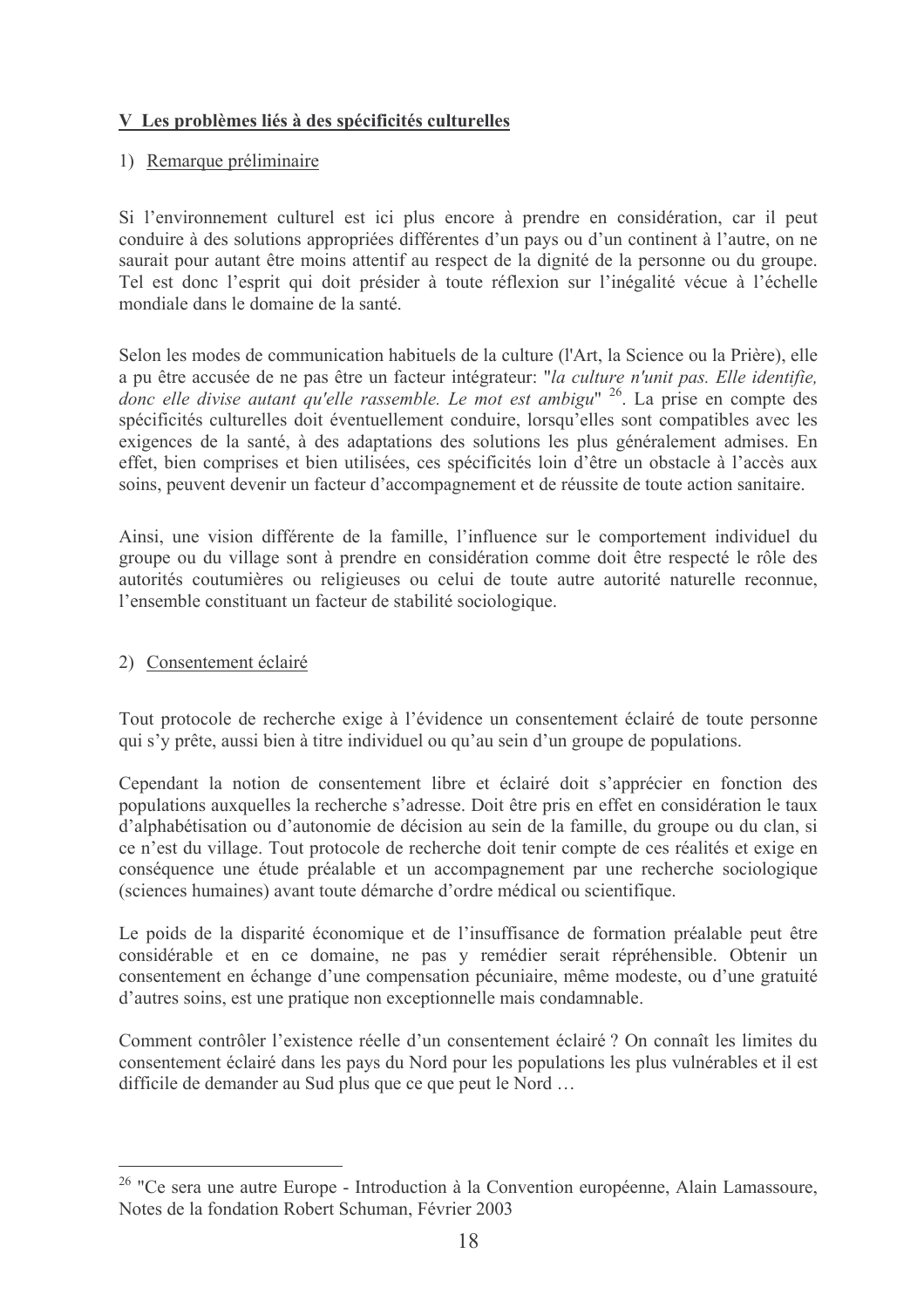## V Les problèmes liés à des spécificités culturelles

### 1) Remarque préliminaire

Si l'environnement culturel est ici plus encore à prendre en considération, car il peut conduire à des solutions appropriées différentes d'un pays ou d'un continent à l'autre, on ne saurait pour autant être moins attentif au respect de la dignité de la personne ou du groupe. Tel est donc l'esprit qui doit présider à toute réflexion sur l'inégalité vécue à l'échelle mondiale dans le domaine de la santé.

Selon les modes de communication habituels de la culture (l'Art, la Science ou la Prière), elle a pu être accusée de ne pas être un facteur intégrateur: "*la culture n'unit pas. Elle identifie, donc elle divise autant qu'elle rassemble. Le mot est ambigu*" [26]. La prise en compte des spécificités culturelles doit éventuellement conduire, lorsqu'elles sont compatibles avec les exigences de la santé, à des adaptations des solutions les plus généralement admises. En effet, bien comprises et bien utilisées, ces spécificités loin d'être un obstacle à l'accès aux soins, peuvent devenir un facteur d'accompagnement et de réussite de toute action sanitaire.

Ainsi, une vision différente de la famille, l'influence sur le comportement individuel du groupe ou du village sont à prendre en considération comme doit être respecté le rôle des autorités coutumières ou religieuses ou celui de toute autre autorité naturelle reconnue, l'ensemble constituant un facteur de stabilité sociologique.

### 2) Consentement éclairé

Tout protocole de recherche exige à l'évidence un consentement éclairé de toute personne qui s'y prête, aussi bien à titre individuel ou qu'au sein d'un groupe de populations.

Cependant la notion de consentement libre et éclairé doit s'apprécier en fonction des populations auxquelles la recherche s'adresse. Doit être pris en effet en considération le taux d'alphabétisation ou d'autonomie de décision au sein de la famille, du groupe ou du clan, si ce n'est du village. Tout protocole de recherche doit tenir compte de ces réalités et exige en conséquence une étude préalable et un accompagnement par une recherche sociologique (sciences humaines) avant toute démarche d'ordre médical ou scientifique.

Le poids de la disparité économique et de l'insuffisance de formation préalable peut être considérable et en ce domaine, ne pas y remédier serait répréhensible. Obtenir un consentement en échange d'une compensation pécuniaire, même modeste, ou d'une gratuité d'autres soins, est une pratique non exceptionnelle mais condamnable.

Comment contrôler l'existence réelle d'un consentement éclairé ? On connaît les limites du consentement éclairé dans les pays du Nord pour les populations les plus vulnérables et il est difficile de demander au Sud plus que ce que peut le Nord …

---

[26] "Ce sera une autre Europe - Introduction à la Convention européenne, Alain Lamassoure, Notes de la fondation Robert Schuman, Février 2003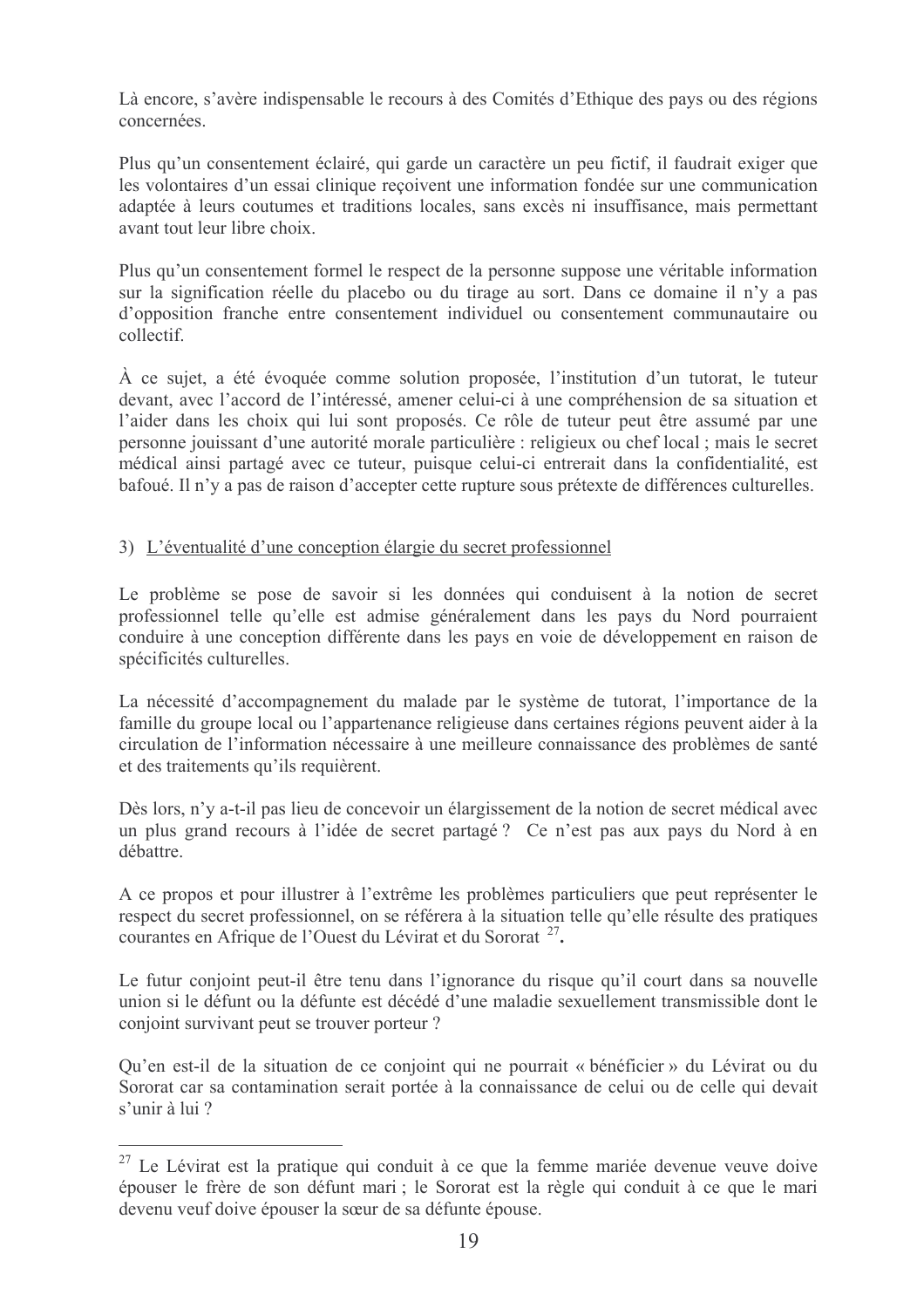Là encore, s'avère indispensable le recours à des Comités d'Ethique des pays ou des régions concernées.

Plus qu'un consentement éclairé, qui garde un caractère un peu fictif, il faudrait exiger que les volontaires d'un essai clinique reçoivent une information fondée sur une communication adaptée à leurs coutumes et traditions locales, sans excès ni insuffisance, mais permettant avant tout leur libre choix.

Plus qu'un consentement formel le respect de la personne suppose une véritable information sur la signification réelle du placebo ou du tirage au sort. Dans ce domaine il n'y a pas d'opposition franche entre consentement individuel ou consentement communautaire ou collectif.

À ce sujet, a été évoquée comme solution proposée, l'institution d'un tutorat, le tuteur devant, avec l'accord de l'intéressé, amener celui-ci à une compréhension de sa situation et l'aider dans les choix qui lui sont proposés. Ce rôle de tuteur peut être assumé par une personne jouissant d'une autorité morale particulière : religieux ou chef local ; mais le secret médical ainsi partagé avec ce tuteur, puisque celui-ci entrerait dans la confidentialité, est bafoué. Il n'y a pas de raison d'accepter cette rupture sous prétexte de différences culturelles.

3) L'éventualité d'une conception élargie du secret professionnel

Le problème se pose de savoir si les données qui conduisent à la notion de secret professionnel telle qu'elle est admise généralement dans les pays du Nord pourraient conduire à une conception différente dans les pays en voie de développement en raison de spécificités culturelles.

La nécessité d'accompagnement du malade par le système de tutorat, l'importance de la famille du groupe local ou l'appartenance religieuse dans certaines régions peuvent aider à la circulation de l'information nécessaire à une meilleure connaissance des problèmes de santé et des traitements qu'ils requièrent.

Dès lors, n'y a-t-il pas lieu de concevoir un élargissement de la notion de secret médical avec un plus grand recours à l'idée de secret partagé ? Ce n'est pas aux pays du Nord à en débattre.

A ce propos et pour illustrer à l'extrême les problèmes particuliers que peut représenter le respect du secret professionnel, on se référera à la situation telle qu'elle résulte des pratiques courantes en Afrique de l'Ouest du Lévirat et du Sororat [27].

Le futur conjoint peut-il être tenu dans l'ignorance du risque qu'il court dans sa nouvelle union si le défunt ou la défunte est décédé d'une maladie sexuellement transmissible dont le conjoint survivant peut se trouver porteur ?

Qu'en est-il de la situation de ce conjoint qui ne pourrait « bénéficier » du Lévirat ou du Sororat car sa contamination serait portée à la connaissance de celui ou de celle qui devait s'unir à lui ?

---

[27] Le Lévirat est la pratique qui conduit à ce que la femme mariée devenue veuve doive épouser le frère de son défunt mari ; le Sororat est la règle qui conduit à ce que le mari devenu veuf doive épouser la sœur de sa défunte épouse.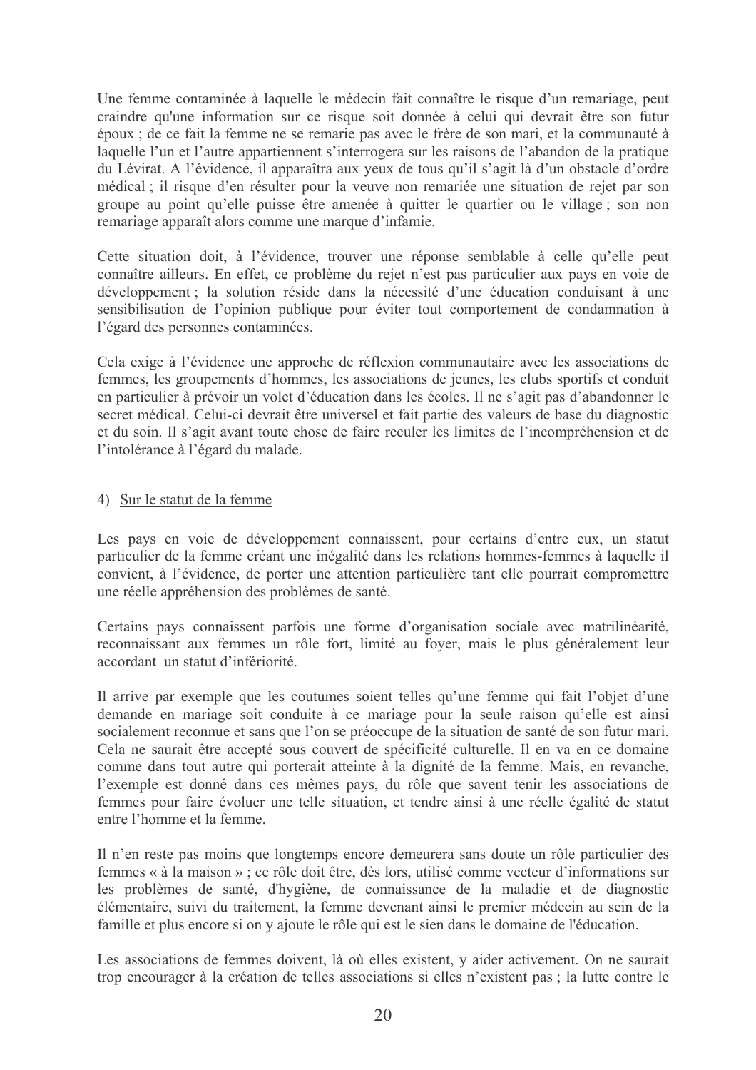Une femme contaminée à laquelle le médecin fait connaître le risque d'un remariage, peut craindre qu'une information sur ce risque soit donnée à celui qui devrait être son futur époux ; de ce fait la femme ne se remarie pas avec le frère de son mari, et la communauté à laquelle l'un et l'autre appartiennent s'interrogera sur les raisons de l'abandon de la pratique du Lévirat. A l'évidence, il apparaîtra aux yeux de tous qu'il s'agit là d'un obstacle d'ordre médical ; il risque d'en résulter pour la veuve non remariée une situation de rejet par son groupe au point qu'elle puisse être amenée à quitter le quartier ou le village ; son non remariage apparaît alors comme une marque d'infamie.

Cette situation doit, à l'évidence, trouver une réponse semblable à celle qu'elle peut connaître ailleurs. En effet, ce problème du rejet n'est pas particulier aux pays en voie de développement ; la solution réside dans la nécessité d'une éducation conduisant à une sensibilisation de l'opinion publique pour éviter tout comportement de condamnation à l'égard des personnes contaminées.

Cela exige à l'évidence une approche de réflexion communautaire avec les associations de femmes, les groupements d'hommes, les associations de jeunes, les clubs sportifs et conduit en particulier à prévoir un volet d'éducation dans les écoles. Il ne s'agit pas d'abandonner le secret médical. Celui-ci devrait être universel et fait partie des valeurs de base du diagnostic et du soin. Il s'agit avant toute chose de faire reculer les limites de l'incompréhension et de l'intolérance à l'égard du malade.

4) Sur le statut de la femme

Les pays en voie de développement connaissent, pour certains d'entre eux, un statut particulier de la femme créant une inégalité dans les relations hommes-femmes à laquelle il convient, à l'évidence, de porter une attention particulière tant elle pourrait compromettre une réelle appréhension des problèmes de santé.

Certains pays connaissent parfois une forme d'organisation sociale avec matrilinéarité, reconnaissant aux femmes un rôle fort, limité au foyer, mais le plus généralement leur accordant un statut d'infériorité.

Il arrive par exemple que les coutumes soient telles qu'une femme qui fait l'objet d'une demande en mariage soit conduite à ce mariage pour la seule raison qu'elle est ainsi socialement reconnue et sans que l'on se préoccupe de la situation de santé de son futur mari. Cela ne saurait être accepté sous couvert de spécificité culturelle. Il en va en ce domaine comme dans tout autre qui porterait atteinte à la dignité de la femme. Mais, en revanche, l'exemple est donné dans ces mêmes pays, du rôle que savent tenir les associations de femmes pour faire évoluer une telle situation, et tendre ainsi à une réelle égalité de statut entre l'homme et la femme.

Il n'en reste pas moins que longtemps encore demeurera sans doute un rôle particulier des femmes « à la maison » ; ce rôle doit être, dès lors, utilisé comme vecteur d'informations sur les problèmes de santé, d'hygiène, de connaissance de la maladie et de diagnostic élémentaire, suivi du traitement, la femme devenant ainsi le premier médecin au sein de la famille et plus encore si on y ajoute le rôle qui est le sien dans le domaine de l'éducation.

Les associations de femmes doivent, là où elles existent, y aider activement. On ne saurait trop encourager à la création de telles associations si elles n'existent pas ; la lutte contre le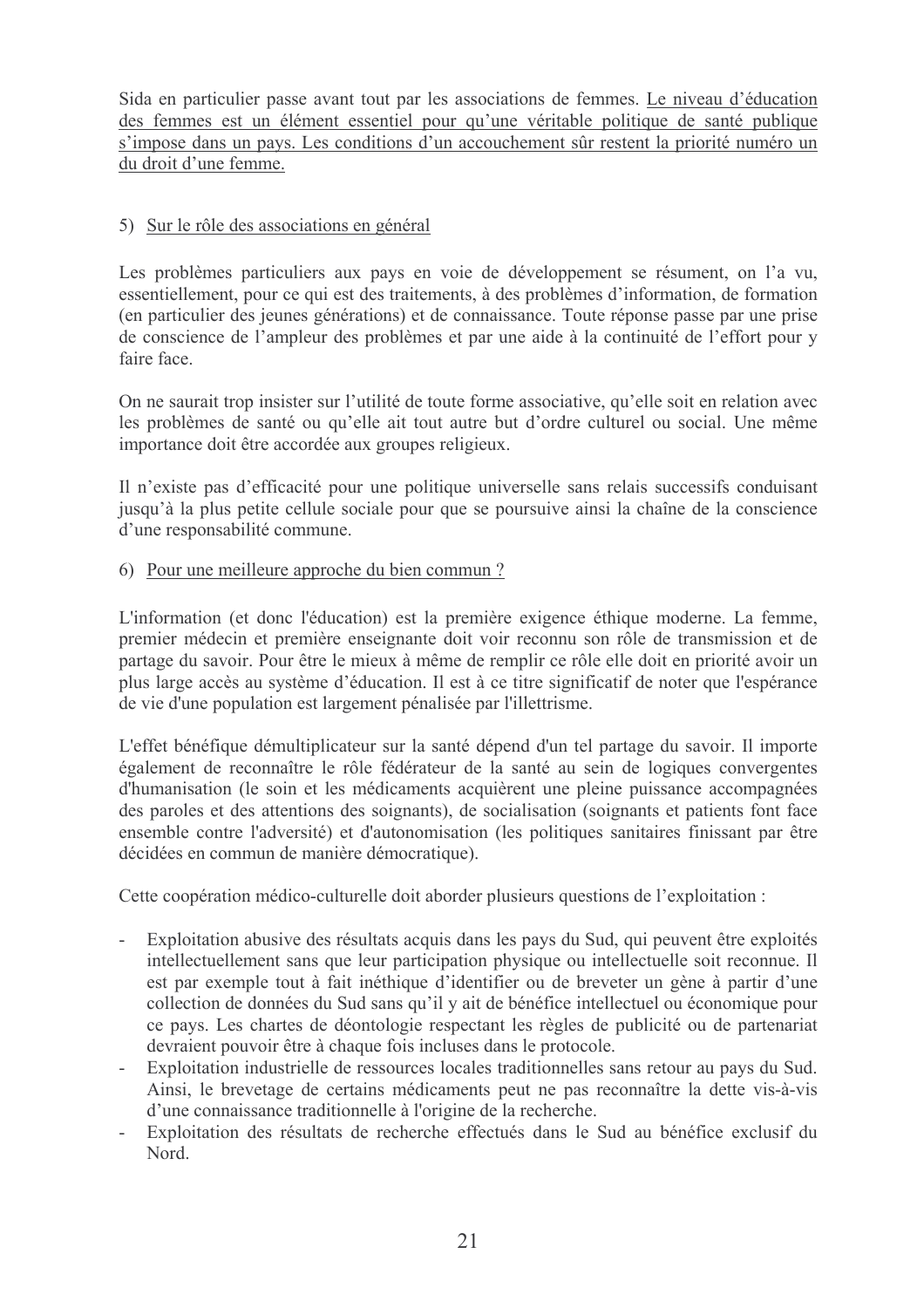Sida en particulier passe avant tout par les associations de femmes. Le niveau d'éducation des femmes est un élément essentiel pour qu'une véritable politique de santé publique s'impose dans un pays. Les conditions d'un accouchement sûr restent la priorité numéro un du droit d'une femme.

5) Sur le rôle des associations en général

Les problèmes particuliers aux pays en voie de développement se résument, on l'a vu, essentiellement, pour ce qui est des traitements, à des problèmes d'information, de formation (en particulier des jeunes générations) et de connaissance. Toute réponse passe par une prise de conscience de l'ampleur des problèmes et par une aide à la continuité de l'effort pour y faire face.

On ne saurait trop insister sur l'utilité de toute forme associative, qu'elle soit en relation avec les problèmes de santé ou qu'elle ait tout autre but d'ordre culturel ou social. Une même importance doit être accordée aux groupes religieux.

Il n'existe pas d'efficacité pour une politique universelle sans relais successifs conduisant jusqu'à la plus petite cellule sociale pour que se poursuive ainsi la chaîne de la conscience d'une responsabilité commune.

6) Pour une meilleure approche du bien commun ?

L'information (et donc l'éducation) est la première exigence éthique moderne. La femme, premier médecin et première enseignante doit voir reconnu son rôle de transmission et de partage du savoir. Pour être le mieux à même de remplir ce rôle elle doit en priorité avoir un plus large accès au système d'éducation. Il est à ce titre significatif de noter que l'espérance de vie d'une population est largement pénalisée par l'illettrisme.

L'effet bénéfique démultiplicateur sur la santé dépend d'un tel partage du savoir. Il importe également de reconnaître le rôle fédérateur de la santé au sein de logiques convergentes d'humanisation (le soin et les médicaments acquièrent une pleine puissance accompagnées des paroles et des attentions des soignants), de socialisation (soignants et patients font face ensemble contre l'adversité) et d'autonomisation (les politiques sanitaires finissant par être décidées en commun de manière démocratique).

Cette coopération médico-culturelle doit aborder plusieurs questions de l'exploitation :

- Exploitation abusive des résultats acquis dans les pays du Sud, qui peuvent être exploités intellectuellement sans que leur participation physique ou intellectuelle soit reconnue. Il est par exemple tout à fait inéthique d'identifier ou de breveter un gène à partir d'une collection de données du Sud sans qu'il y ait de bénéfice intellectuel ou économique pour ce pays. Les chartes de déontologie respectant les règles de publicité ou de partenariat devraient pouvoir être à chaque fois incluses dans le protocole.
- Exploitation industrielle de ressources locales traditionnelles sans retour au pays du Sud. Ainsi, le brevetage de certains médicaments peut ne pas reconnaître la dette vis-à-vis d'une connaissance traditionnelle à l'origine de la recherche.
- Exploitation des résultats de recherche effectués dans le Sud au bénéfice exclusif du Nord.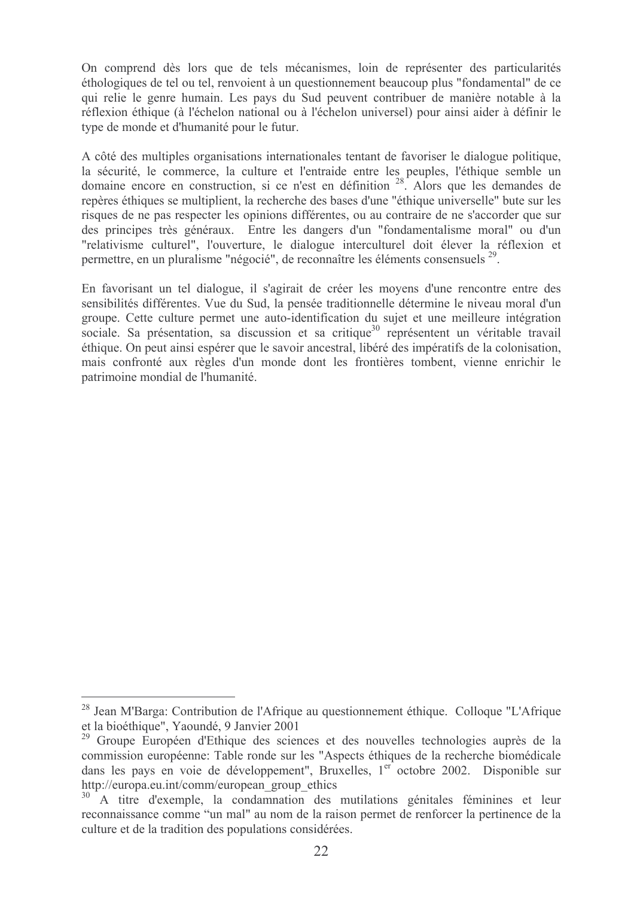On comprend dès lors que de tels mécanismes, loin de représenter des particularités éthologiques de tel ou tel, renvoient à un questionnement beaucoup plus "fondamental" de ce qui relie le genre humain. Les pays du Sud peuvent contribuer de manière notable à la réflexion éthique (à l'échelon national ou à l'échelon universel) pour ainsi aider à définir le type de monde et d'humanité pour le futur.

A côté des multiples organisations internationales tentant de favoriser le dialogue politique, la sécurité, le commerce, la culture et l'entraide entre les peuples, l'éthique semble un domaine encore en construction, si ce n'est en définition [28]. Alors que les demandes de repères éthiques se multiplient, la recherche des bases d'une "éthique universelle" bute sur les risques de ne pas respecter les opinions différentes, ou au contraire de ne s'accorder que sur des principes très généraux. Entre les dangers d'un "fondamentalisme moral" ou d'un "relativisme culturel", l'ouverture, le dialogue interculturel doit élever la réflexion et permettre, en un pluralisme "négocié", de reconnaître les éléments consensuels [29].

En favorisant un tel dialogue, il s'agirait de créer les moyens d'une rencontre entre des sensibilités différentes. Vue du Sud, la pensée traditionnelle détermine le niveau moral d'un groupe. Cette culture permet une auto-identification du sujet et une meilleure intégration sociale. Sa présentation, sa discussion et sa critique[30] représentent un véritable travail éthique. On peut ainsi espérer que le savoir ancestral, libéré des impératifs de la colonisation, mais confronté aux règles d'un monde dont les frontières tombent, vienne enrichir le patrimoine mondial de l'humanité.

---

[28] Jean M'Barga: Contribution de l'Afrique au questionnement éthique. Colloque "L'Afrique et la bioéthique", Yaoundé, 9 Janvier 2001

[29] Groupe Européen d'Ethique des sciences et des nouvelles technologies auprès de la commission européenne: Table ronde sur les "Aspects éthiques de la recherche biomédicale dans les pays en voie de développement", Bruxelles, 1er octobre 2002. Disponible sur http://europa.eu.int/comm/european_group_ethics

[30] A titre d'exemple, la condamnation des mutilations génitales féminines et leur reconnaissance comme "un mal" au nom de la raison permet de renforcer la pertinence de la culture et de la tradition des populations considérées.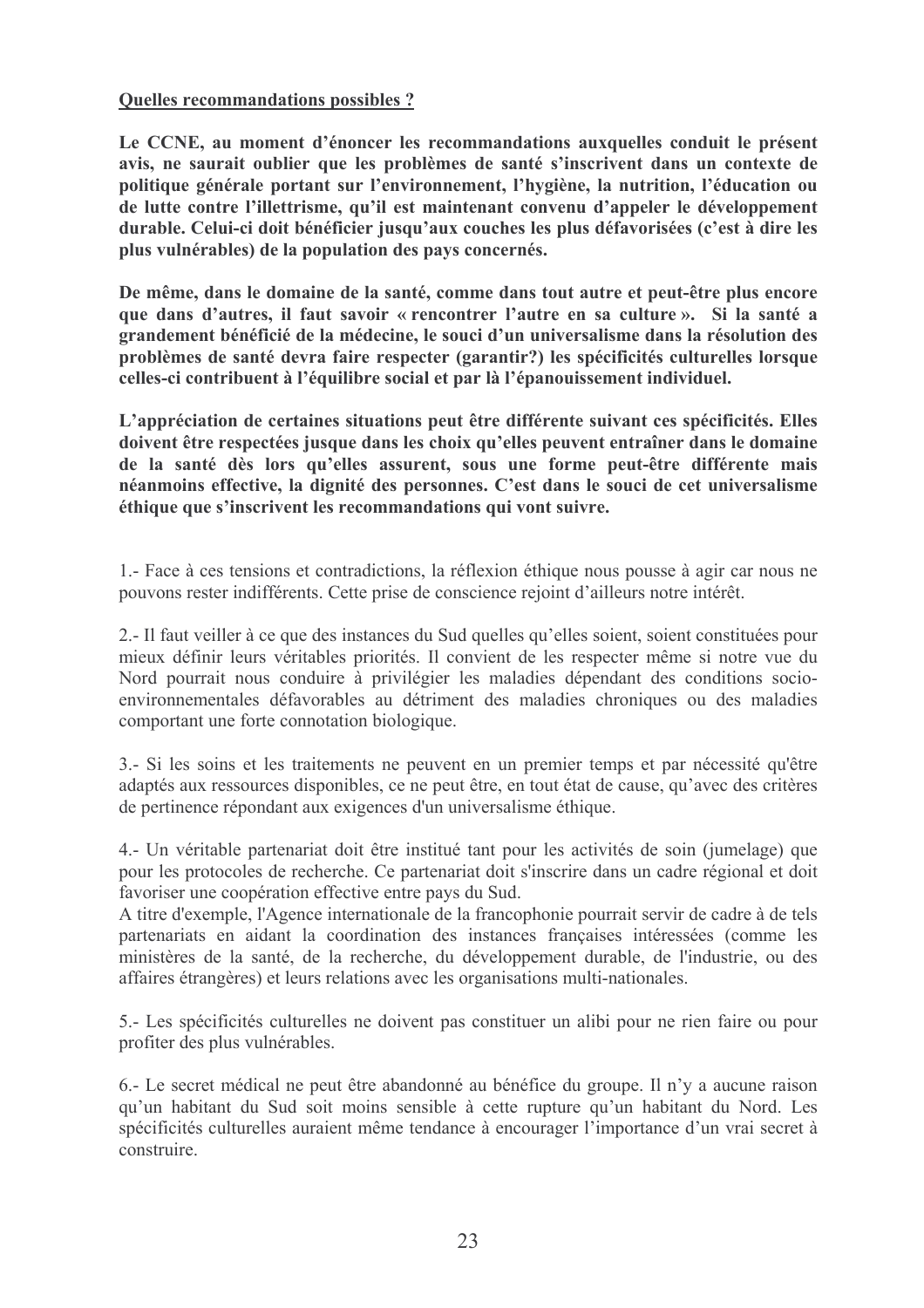**Quelles recommandations possibles ?**

**Le CCNE, au moment d'énoncer les recommandations auxquelles conduit le présent avis, ne saurait oublier que les problèmes de santé s'inscrivent dans un contexte de politique générale portant sur l'environnement, l'hygiène, la nutrition, l'éducation ou de lutte contre l'illettrisme, qu'il est maintenant convenu d'appeler le développement durable. Celui-ci doit bénéficier jusqu'aux couches les plus défavorisées (c'est à dire les plus vulnérables) de la population des pays concernés.**

**De même, dans le domaine de la santé, comme dans tout autre et peut-être plus encore que dans d'autres, il faut savoir « rencontrer l'autre en sa culture ». Si la santé a grandement bénéficié de la médecine, le souci d'un universalisme dans la résolution des problèmes de santé devra faire respecter (garantir?) les spécificités culturelles lorsque celles-ci contribuent à l'équilibre social et par là l'épanouissement individuel.**

**L'appréciation de certaines situations peut être différente suivant ces spécificités. Elles doivent être respectées jusque dans les choix qu'elles peuvent entraîner dans le domaine de la santé dès lors qu'elles assurent, sous une forme peut-être différente mais néanmoins effective, la dignité des personnes. C'est dans le souci de cet universalisme éthique que s'inscrivent les recommandations qui vont suivre.**

1.- Face à ces tensions et contradictions, la réflexion éthique nous pousse à agir car nous ne pouvons rester indifférents. Cette prise de conscience rejoint d'ailleurs notre intérêt.

2.- Il faut veiller à ce que des instances du Sud quelles qu'elles soient, soient constituées pour mieux définir leurs véritables priorités. Il convient de les respecter même si notre vue du Nord pourrait nous conduire à privilégier les maladies dépendant des conditions socio-environnementales défavorables au détriment des maladies chroniques ou des maladies comportant une forte connotation biologique.

3.- Si les soins et les traitements ne peuvent en un premier temps et par nécessité qu'être adaptés aux ressources disponibles, ce ne peut être, en tout état de cause, qu'avec des critères de pertinence répondant aux exigences d'un universalisme éthique.

4.- Un véritable partenariat doit être institué tant pour les activités de soin (jumelage) que pour les protocoles de recherche. Ce partenariat doit s'inscrire dans un cadre régional et doit favoriser une coopération effective entre pays du Sud.
A titre d'exemple, l'Agence internationale de la francophonie pourrait servir de cadre à de tels partenariats en aidant la coordination des instances françaises intéressées (comme les ministères de la santé, de la recherche, du développement durable, de l'industrie, ou des affaires étrangères) et leurs relations avec les organisations multi-nationales.

5.- Les spécificités culturelles ne doivent pas constituer un alibi pour ne rien faire ou pour profiter des plus vulnérables.

6.- Le secret médical ne peut être abandonné au bénéfice du groupe. Il n'y a aucune raison qu'un habitant du Sud soit moins sensible à cette rupture qu'un habitant du Nord. Les spécificités culturelles auraient même tendance à encourager l'importance d'un vrai secret à construire.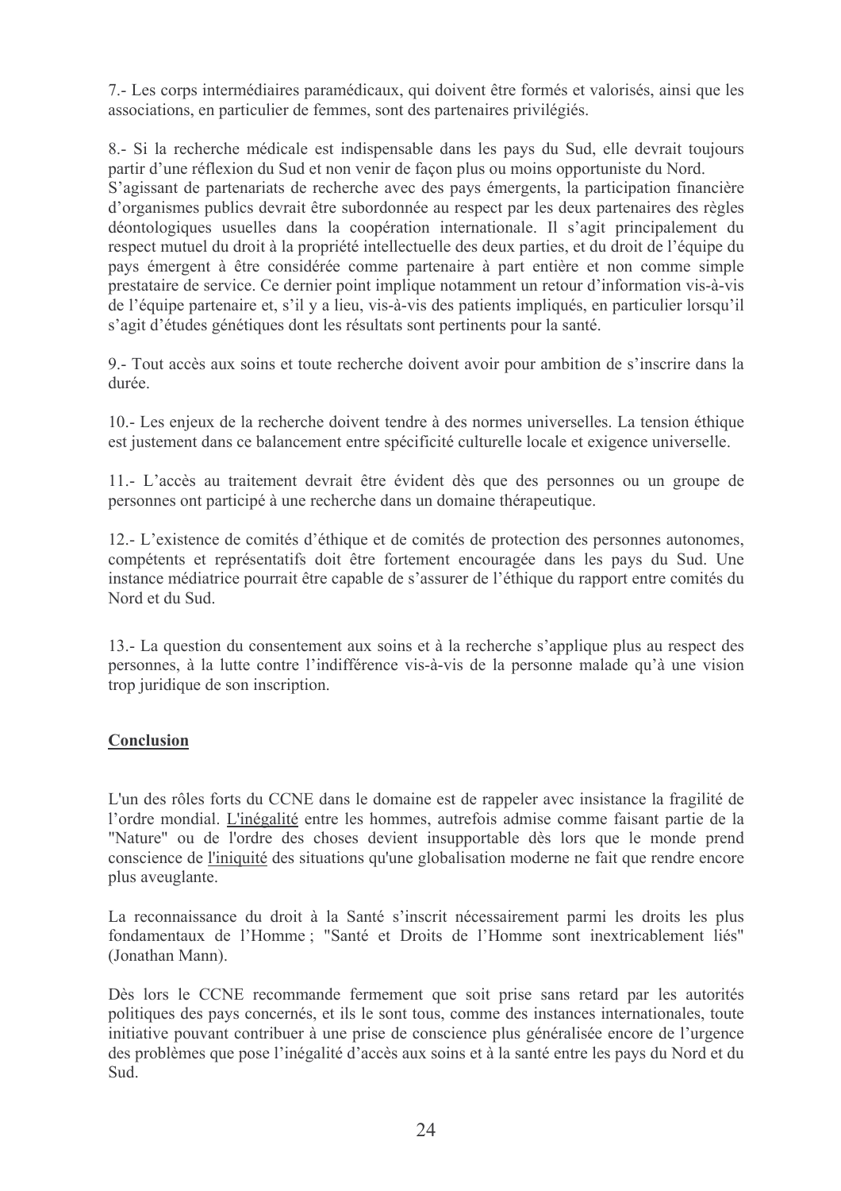7.- Les corps intermédiaires paramédicaux, qui doivent être formés et valorisés, ainsi que les associations, en particulier de femmes, sont des partenaires privilégiés.

8.- Si la recherche médicale est indispensable dans les pays du Sud, elle devrait toujours partir d'une réflexion du Sud et non venir de façon plus ou moins opportuniste du Nord.
S'agissant de partenariats de recherche avec des pays émergents, la participation financière d'organismes publics devrait être subordonnée au respect par les deux partenaires des règles déontologiques usuelles dans la coopération internationale. Il s'agit principalement du respect mutuel du droit à la propriété intellectuelle des deux parties, et du droit de l'équipe du pays émergent à être considérée comme partenaire à part entière et non comme simple prestataire de service. Ce dernier point implique notamment un retour d'information vis-à-vis de l'équipe partenaire et, s'il y a lieu, vis-à-vis des patients impliqués, en particulier lorsqu'il s'agit d'études génétiques dont les résultats sont pertinents pour la santé.

9.- Tout accès aux soins et toute recherche doivent avoir pour ambition de s'inscrire dans la durée.

10.- Les enjeux de la recherche doivent tendre à des normes universelles. La tension éthique est justement dans ce balancement entre spécificité culturelle locale et exigence universelle.

11.- L'accès au traitement devrait être évident dès que des personnes ou un groupe de personnes ont participé à une recherche dans un domaine thérapeutique.

12.- L'existence de comités d'éthique et de comités de protection des personnes autonomes, compétents et représentatifs doit être fortement encouragée dans les pays du Sud. Une instance médiatrice pourrait être capable de s'assurer de l'éthique du rapport entre comités du Nord et du Sud.

13.- La question du consentement aux soins et à la recherche s'applique plus au respect des personnes, à la lutte contre l'indifférence vis-à-vis de la personne malade qu'à une vision trop juridique de son inscription.

## Conclusion

L'un des rôles forts du CCNE dans le domaine est de rappeler avec insistance la fragilité de l'ordre mondial. L'inégalité entre les hommes, autrefois admise comme faisant partie de la "Nature" ou de l'ordre des choses devient insupportable dès lors que le monde prend conscience de l'iniquité des situations qu'une globalisation moderne ne fait que rendre encore plus aveuglante.

La reconnaissance du droit à la Santé s'inscrit nécessairement parmi les droits les plus fondamentaux de l'Homme ; "Santé et Droits de l'Homme sont inextricablement liés" (Jonathan Mann).

Dès lors le CCNE recommande fermement que soit prise sans retard par les autorités politiques des pays concernés, et ils le sont tous, comme des instances internationales, toute initiative pouvant contribuer à une prise de conscience plus généralisée encore de l'urgence des problèmes que pose l'inégalité d'accès aux soins et à la santé entre les pays du Nord et du Sud.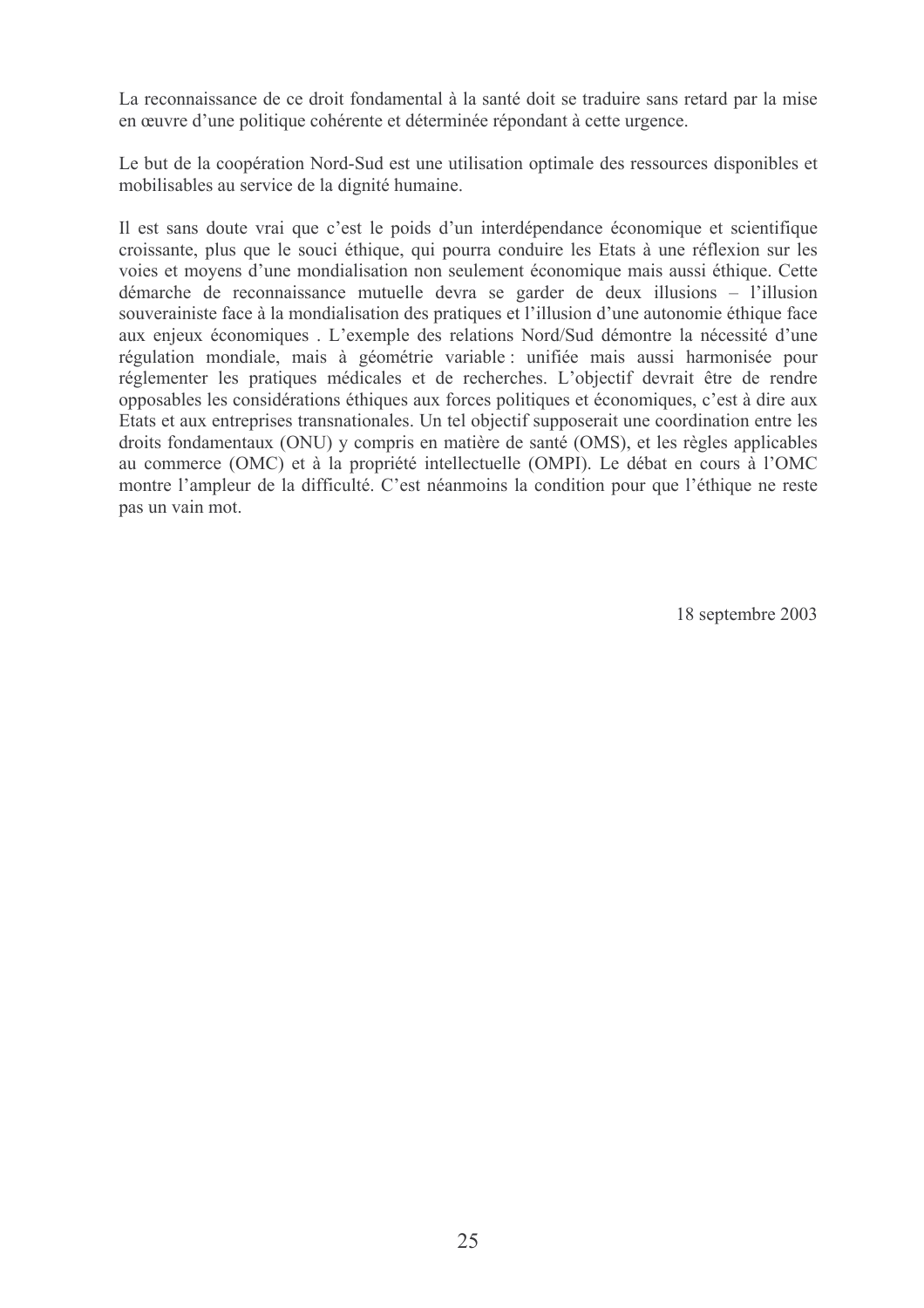La reconnaissance de ce droit fondamental à la santé doit se traduire sans retard par la mise en œuvre d'une politique cohérente et déterminée répondant à cette urgence.

Le but de la coopération Nord-Sud est une utilisation optimale des ressources disponibles et mobilisables au service de la dignité humaine.

Il est sans doute vrai que c'est le poids d'un interdépendance économique et scientifique croissante, plus que le souci éthique, qui pourra conduire les Etats à une réflexion sur les voies et moyens d'une mondialisation non seulement économique mais aussi éthique. Cette démarche de reconnaissance mutuelle devra se garder de deux illusions – l'illusion souverainiste face à la mondialisation des pratiques et l'illusion d'une autonomie éthique face aux enjeux économiques . L'exemple des relations Nord/Sud démontre la nécessité d'une régulation mondiale, mais à géométrie variable : unifiée mais aussi harmonisée pour réglementer les pratiques médicales et de recherches. L'objectif devrait être de rendre opposables les considérations éthiques aux forces politiques et économiques, c'est à dire aux Etats et aux entreprises transnationales. Un tel objectif supposerait une coordination entre les droits fondamentaux (ONU) y compris en matière de santé (OMS), et les règles applicables au commerce (OMC) et à la propriété intellectuelle (OMPI). Le débat en cours à l'OMC montre l'ampleur de la difficulté. C'est néanmoins la condition pour que l'éthique ne reste pas un vain mot.

18 septembre 2003